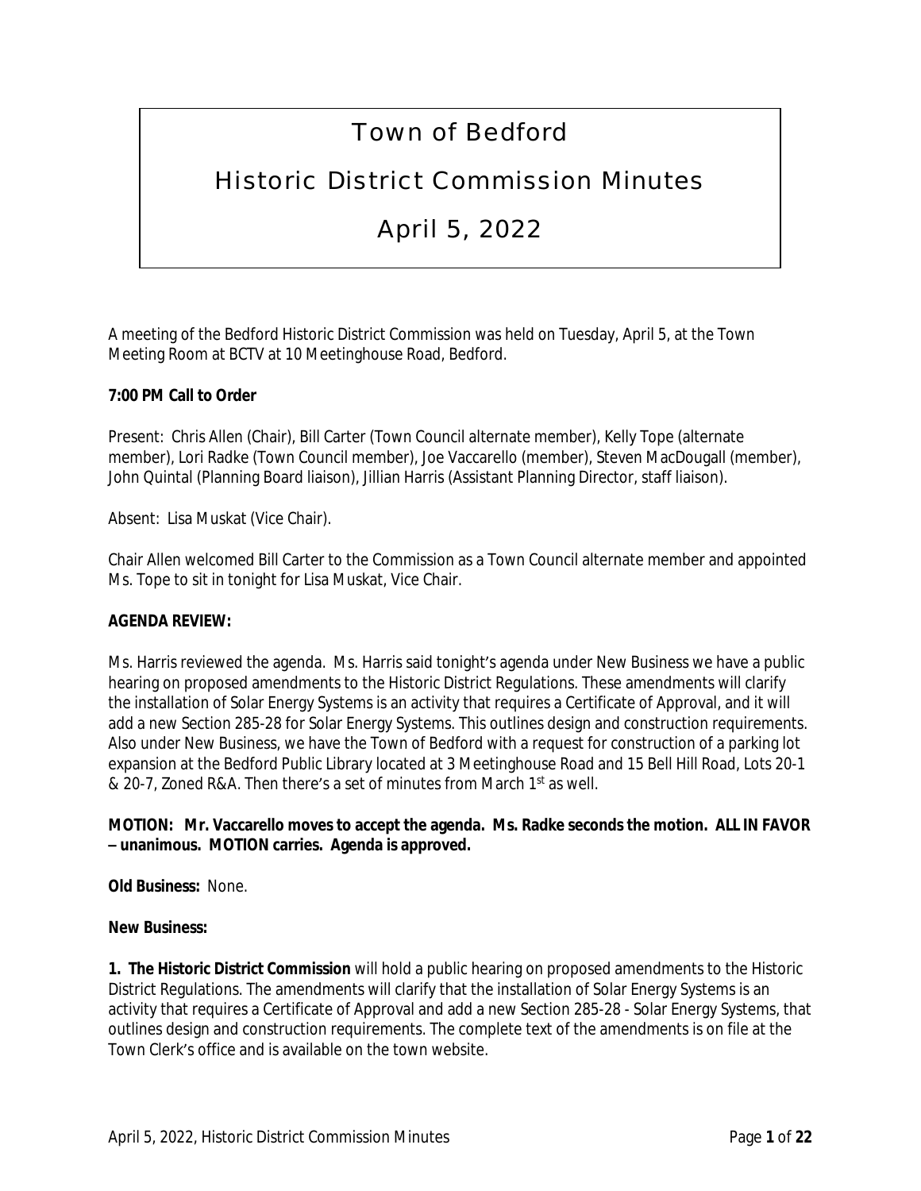# Town of Bedford

## Historic District Commission Minutes

## April 5, 2022

A meeting of the Bedford Historic District Commission was held on Tuesday, April 5, at the Town Meeting Room at BCTV at 10 Meetinghouse Road, Bedford.

**7:00 PM Call to Order**

Present: Chris Allen (Chair), Bill Carter (Town Council alternate member), Kelly Tope (alternate member), Lori Radke (Town Council member), Joe Vaccarello (member), Steven MacDougall (member), John Quintal (Planning Board liaison), Jillian Harris (Assistant Planning Director, staff liaison).

Absent: Lisa Muskat (Vice Chair).

Chair Allen welcomed Bill Carter to the Commission as a Town Council alternate member and appointed Ms. Tope to sit in tonight for Lisa Muskat, Vice Chair.

**AGENDA REVIEW:**

Ms. Harris reviewed the agenda. Ms. Harris said tonight's agenda under New Business we have a public hearing on proposed amendments to the Historic District Regulations. These amendments will clarify the installation of Solar Energy Systems is an activity that requires a Certificate of Approval, and it will add a new Section 285-28 for Solar Energy Systems. This outlines design and construction requirements. Also under New Business, we have the Town of Bedford with a request for construction of a parking lot expansion at the Bedford Public Library located at 3 Meetinghouse Road and 15 Bell Hill Road, Lots 20-1 & 20-7, Zoned R&A. Then there's a set of minutes from March 1st as well.

**MOTION: Mr. Vaccarello moves to accept the agenda. Ms. Radke seconds the motion. ALL IN FAVOR – unanimous. MOTION carries. Agenda is approved.**

**Old Business:** None.

**New Business:**

**1. The Historic District Commission** will hold a public hearing on proposed amendments to the Historic District Regulations. The amendments will clarify that the installation of Solar Energy Systems is an activity that requires a Certificate of Approval and add a new Section 285-28 - Solar Energy Systems, that outlines design and construction requirements. The complete text of the amendments is on file at the Town Clerk's office and is available on the town website.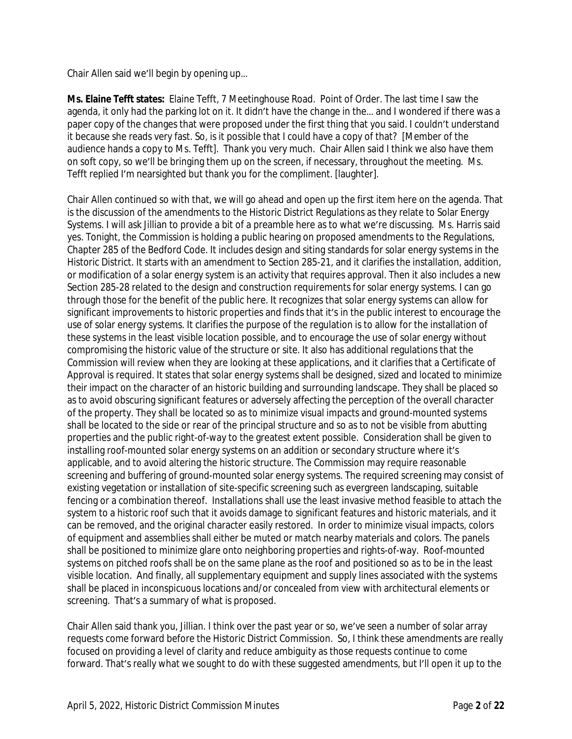Chair Allen said we'll begin by opening up…

**Ms. Elaine Tefft states:** Elaine Tefft, 7 Meetinghouse Road. Point of Order. The last time I saw the agenda, it only had the parking lot on it. It didn't have the change in the… and I wondered if there was a paper copy of the changes that were proposed under the first thing that you said. I couldn't understand it because she reads very fast. So, is it possible that I could have a copy of that? [Member of the audience hands a copy to Ms. Tefft]. Thank you very much. Chair Allen said I think we also have them on soft copy, so we'll be bringing them up on the screen, if necessary, throughout the meeting. Ms. Tefft replied I'm nearsighted but thank you for the compliment. [laughter].

Chair Allen continued so with that, we will go ahead and open up the first item here on the agenda. That is the discussion of the amendments to the Historic District Regulations as they relate to Solar Energy Systems. I will ask Jillian to provide a bit of a preamble here as to what we're discussing. Ms. Harris said yes. Tonight, the Commission is holding a public hearing on proposed amendments to the Regulations, Chapter 285 of the Bedford Code. It includes design and siting standards for solar energy systems in the Historic District. It starts with an amendment to Section 285-21, and it clarifies the installation, addition, or modification of a solar energy system is an activity that requires approval. Then it also includes a new Section 285-28 related to the design and construction requirements for solar energy systems. I can go through those for the benefit of the public here. It recognizes that solar energy systems can allow for significant improvements to historic properties and finds that it's in the public interest to encourage the use of solar energy systems. It clarifies the purpose of the regulation is to allow for the installation of these systems in the least visible location possible, and to encourage the use of solar energy without compromising the historic value of the structure or site. It also has additional regulations that the Commission will review when they are looking at these applications, and it clarifies that a Certificate of Approval is required. It states that solar energy systems shall be designed, sized and located to minimize their impact on the character of an historic building and surrounding landscape. They shall be placed so as to avoid obscuring significant features or adversely affecting the perception of the overall character of the property. They shall be located so as to minimize visual impacts and ground-mounted systems shall be located to the side or rear of the principal structure and so as to not be visible from abutting properties and the public right-of-way to the greatest extent possible. Consideration shall be given to installing roof-mounted solar energy systems on an addition or secondary structure where it's applicable, and to avoid altering the historic structure. The Commission may require reasonable screening and buffering of ground-mounted solar energy systems. The required screening may consist of existing vegetation or installation of site-specific screening such as evergreen landscaping, suitable fencing or a combination thereof. Installations shall use the least invasive method feasible to attach the system to a historic roof such that it avoids damage to significant features and historic materials, and it can be removed, and the original character easily restored. In order to minimize visual impacts, colors of equipment and assemblies shall either be muted or match nearby materials and colors. The panels shall be positioned to minimize glare onto neighboring properties and rights-of-way. Roof-mounted systems on pitched roofs shall be on the same plane as the roof and positioned so as to be in the least visible location. And finally, all supplementary equipment and supply lines associated with the systems shall be placed in inconspicuous locations and/or concealed from view with architectural elements or screening. That's a summary of what is proposed.

Chair Allen said thank you, Jillian. I think over the past year or so, we've seen a number of solar array requests come forward before the Historic District Commission. So, I think these amendments are really focused on providing a level of clarity and reduce ambiguity as those requests continue to come forward. That's really what we sought to do with these suggested amendments, but I'll open it up to the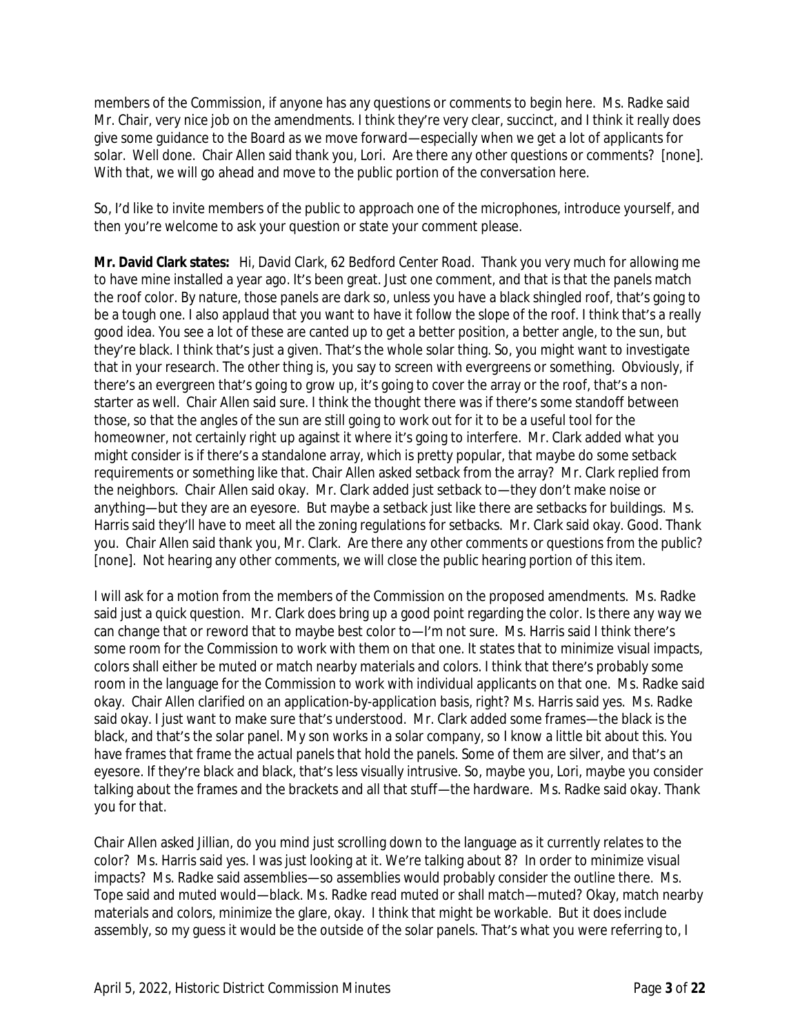members of the Commission, if anyone has any questions or comments to begin here. Ms. Radke said Mr. Chair, very nice job on the amendments. I think they're very clear, succinct, and I think it really does give some guidance to the Board as we move forward—especially when we get a lot of applicants for solar. Well done. Chair Allen said thank you, Lori. Are there any other questions or comments? [none]. With that, we will go ahead and move to the public portion of the conversation here.

So, I'd like to invite members of the public to approach one of the microphones, introduce yourself, and then you're welcome to ask your question or state your comment please.

**Mr. David Clark states:** Hi, David Clark, 62 Bedford Center Road. Thank you very much for allowing me to have mine installed a year ago. It's been great. Just one comment, and that is that the panels match the roof color. By nature, those panels are dark so, unless you have a black shingled roof, that's going to be a tough one. I also applaud that you want to have it follow the slope of the roof. I think that's a really good idea. You see a lot of these are canted up to get a better position, a better angle, to the sun, but they're black. I think that's just a given. That's the whole solar thing. So, you might want to investigate that in your research. The other thing is, you say to screen with evergreens or something. Obviously, if there's an evergreen that's going to grow up, it's going to cover the array or the roof, that's a non-starter as well. Chair Allen said sure. I think the thought there was if there's some standoff between those, so that the angles of the sun are still going to work out for it to be a useful tool for the homeowner, not certainly right up against it where it's going to interfere. Mr. Clark added what you might consider is if there's a standalone array, which is pretty popular, that maybe do some setback requirements or something like that. Chair Allen asked setback from the array? Mr. Clark replied from the neighbors. Chair Allen said okay. Mr. Clark added just setback to—they don't make noise or anything—but they are an eyesore. But maybe a setback just like there are setbacks for buildings. Ms. Harris said they'll have to meet all the zoning regulations for setbacks. Mr. Clark said okay. Good. Thank you. Chair Allen said thank you, Mr. Clark. Are there any other comments or questions from the public? [none]. Not hearing any other comments, we will close the public hearing portion of this item.

I will ask for a motion from the members of the Commission on the proposed amendments. Ms. Radke said just a quick question. Mr. Clark does bring up a good point regarding the color. Is there any way we can change that or reword that to maybe best color to—I'm not sure. Ms. Harris said I think there's some room for the Commission to work with them on that one. It states that to minimize visual impacts, colors shall either be muted or match nearby materials and colors. I think that there's probably some room in the language for the Commission to work with individual applicants on that one. Ms. Radke said okay. Chair Allen clarified on an application-by-application basis, right? Ms. Harris said yes. Ms. Radke said okay. I just want to make sure that's understood. Mr. Clark added some frames—the black is the black, and that's the solar panel. My son works in a solar company, so I know a little bit about this. You have frames that frame the actual panels that hold the panels. Some of them are silver, and that's an eyesore. If they're black and black, that's less visually intrusive. So, maybe you, Lori, maybe you consider talking about the frames and the brackets and all that stuff—the hardware. Ms. Radke said okay. Thank you for that.

Chair Allen asked Jillian, do you mind just scrolling down to the language as it currently relates to the color? Ms. Harris said yes. I was just looking at it. We're talking about 8? In order to minimize visual impacts? Ms. Radke said assemblies—so assemblies would probably consider the outline there. Ms. Tope said and muted would—black. Ms. Radke read muted or shall match—muted? Okay, match nearby materials and colors, minimize the glare, okay. I think that might be workable. But it does include assembly, so my guess it would be the outside of the solar panels. That's what you were referring to, I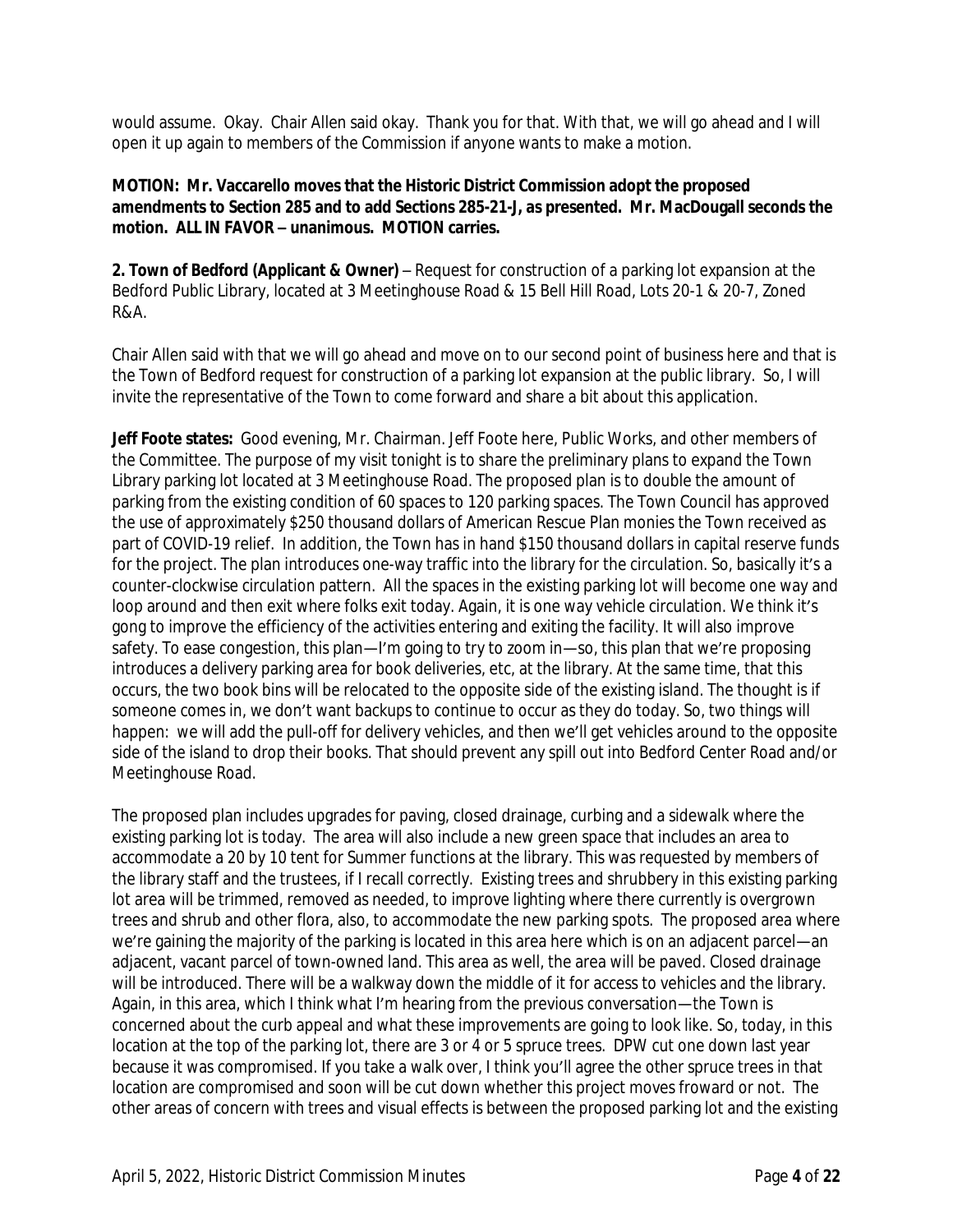would assume. Okay. Chair Allen said okay. Thank you for that. With that, we will go ahead and I will open it up again to members of the Commission if anyone wants to make a motion.

**MOTION: Mr. Vaccarello moves that the Historic District Commission adopt the proposed amendments to Section 285 and to add Sections 285-21-J, as presented. Mr. MacDougall seconds the motion. ALL IN FAVOR – unanimous. MOTION carries.**

**2. Town of Bedford (Applicant & Owner)** – Request for construction of a parking lot expansion at the Bedford Public Library, located at 3 Meetinghouse Road & 15 Bell Hill Road, Lots 20-1 & 20-7, Zoned R&A.

Chair Allen said with that we will go ahead and move on to our second point of business here and that is the Town of Bedford request for construction of a parking lot expansion at the public library. So, I will invite the representative of the Town to come forward and share a bit about this application.

**Jeff Foote states:** Good evening, Mr. Chairman. Jeff Foote here, Public Works, and other members of the Committee. The purpose of my visit tonight is to share the preliminary plans to expand the Town Library parking lot located at 3 Meetinghouse Road. The proposed plan is to double the amount of parking from the existing condition of 60 spaces to 120 parking spaces. The Town Council has approved the use of approximately $250 thousand dollars of American Rescue Plan monies the Town received as part of COVID-19 relief. In addition, the Town has in hand $150 thousand dollars in capital reserve funds for the project. The plan introduces one-way traffic into the library for the circulation. So, basically it's a counter-clockwise circulation pattern. All the spaces in the existing parking lot will become one way and loop around and then exit where folks exit today. Again, it is one way vehicle circulation. We think it's gong to improve the efficiency of the activities entering and exiting the facility. It will also improve safety. To ease congestion, this plan—I'm going to try to zoom in—so, this plan that we're proposing introduces a delivery parking area for book deliveries, etc, at the library. At the same time, that this occurs, the two book bins will be relocated to the opposite side of the existing island. The thought is if someone comes in, we don't want backups to continue to occur as they do today. So, two things will happen: we will add the pull-off for delivery vehicles, and then we'll get vehicles around to the opposite side of the island to drop their books. That should prevent any spill out into Bedford Center Road and/or Meetinghouse Road.

The proposed plan includes upgrades for paving, closed drainage, curbing and a sidewalk where the existing parking lot is today. The area will also include a new green space that includes an area to accommodate a 20 by 10 tent for Summer functions at the library. This was requested by members of the library staff and the trustees, if I recall correctly. Existing trees and shrubbery in this existing parking lot area will be trimmed, removed as needed, to improve lighting where there currently is overgrown trees and shrub and other flora, also, to accommodate the new parking spots. The proposed area where we're gaining the majority of the parking is located in this area here which is on an adjacent parcel—an adjacent, vacant parcel of town-owned land. This area as well, the area will be paved. Closed drainage will be introduced. There will be a walkway down the middle of it for access to vehicles and the library. Again, in this area, which I think what I'm hearing from the previous conversation—the Town is concerned about the curb appeal and what these improvements are going to look like. So, today, in this location at the top of the parking lot, there are 3 or 4 or 5 spruce trees. DPW cut one down last year because it was compromised. If you take a walk over, I think you'll agree the other spruce trees in that location are compromised and soon will be cut down whether this project moves froward or not. The other areas of concern with trees and visual effects is between the proposed parking lot and the existing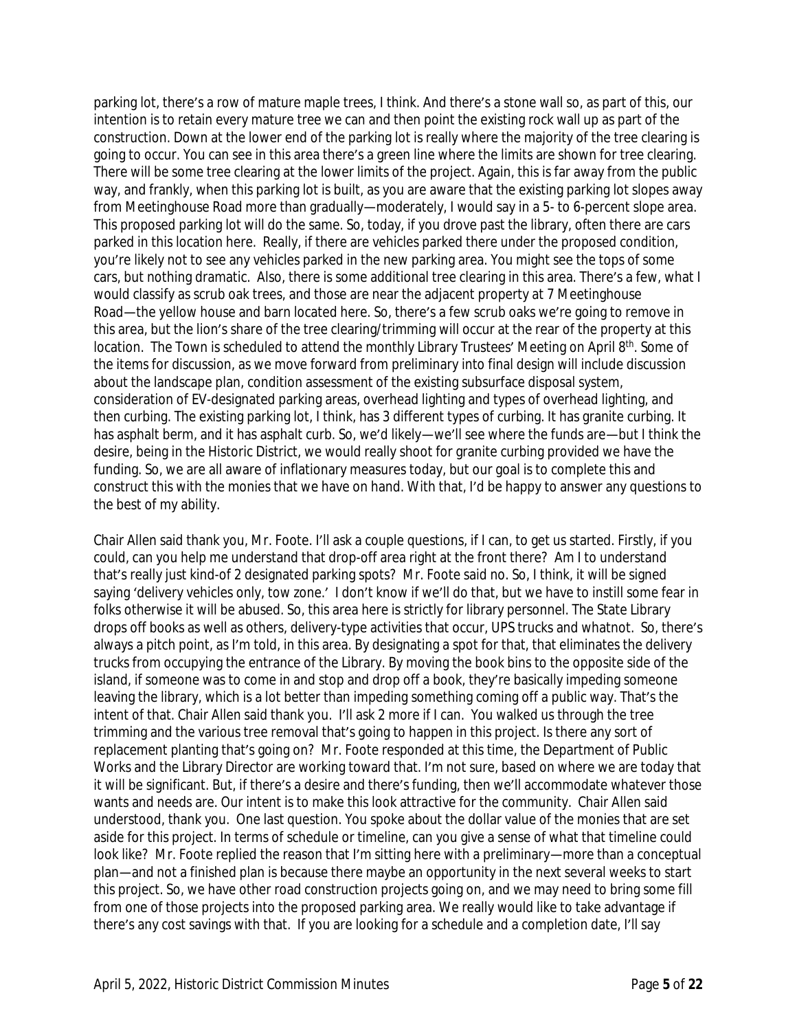parking lot, there's a row of mature maple trees, I think. And there's a stone wall so, as part of this, our intention is to retain every mature tree we can and then point the existing rock wall up as part of the construction. Down at the lower end of the parking lot is really where the majority of the tree clearing is going to occur. You can see in this area there's a green line where the limits are shown for tree clearing. There will be some tree clearing at the lower limits of the project. Again, this is far away from the public way, and frankly, when this parking lot is built, as you are aware that the existing parking lot slopes away from Meetinghouse Road more than gradually—moderately, I would say in a 5- to 6-percent slope area. This proposed parking lot will do the same. So, today, if you drove past the library, often there are cars parked in this location here. Really, if there are vehicles parked there under the proposed condition, you're likely not to see any vehicles parked in the new parking area. You might see the tops of some cars, but nothing dramatic. Also, there is some additional tree clearing in this area. There's a few, what I would classify as scrub oak trees, and those are near the adjacent property at 7 Meetinghouse Road—the yellow house and barn located here. So, there's a few scrub oaks we're going to remove in this area, but the lion's share of the tree clearing/trimming will occur at the rear of the property at this location. The Town is scheduled to attend the monthly Library Trustees' Meeting on April 8th. Some of the items for discussion, as we move forward from preliminary into final design will include discussion about the landscape plan, condition assessment of the existing subsurface disposal system, consideration of EV-designated parking areas, overhead lighting and types of overhead lighting, and then curbing. The existing parking lot, I think, has 3 different types of curbing. It has granite curbing. It has asphalt berm, and it has asphalt curb. So, we'd likely—we'll see where the funds are—but I think the desire, being in the Historic District, we would really shoot for granite curbing provided we have the funding. So, we are all aware of inflationary measures today, but our goal is to complete this and construct this with the monies that we have on hand. With that, I'd be happy to answer any questions to the best of my ability.

Chair Allen said thank you, Mr. Foote. I'll ask a couple questions, if I can, to get us started. Firstly, if you could, can you help me understand that drop-off area right at the front there? Am I to understand that's really just kind-of 2 designated parking spots? Mr. Foote said no. So, I think, it will be signed saying 'delivery vehicles only, tow zone.' I don't know if we'll do that, but we have to instill some fear in folks otherwise it will be abused. So, this area here is strictly for library personnel. The State Library drops off books as well as others, delivery-type activities that occur, UPS trucks and whatnot. So, there's always a pitch point, as I'm told, in this area. By designating a spot for that, that eliminates the delivery trucks from occupying the entrance of the Library. By moving the book bins to the opposite side of the island, if someone was to come in and stop and drop off a book, they're basically impeding someone leaving the library, which is a lot better than impeding something coming off a public way. That's the intent of that. Chair Allen said thank you. I'll ask 2 more if I can. You walked us through the tree trimming and the various tree removal that's going to happen in this project. Is there any sort of replacement planting that's going on? Mr. Foote responded at this time, the Department of Public Works and the Library Director are working toward that. I'm not sure, based on where we are today that it will be significant. But, if there's a desire and there's funding, then we'll accommodate whatever those wants and needs are. Our intent is to make this look attractive for the community. Chair Allen said understood, thank you. One last question. You spoke about the dollar value of the monies that are set aside for this project. In terms of schedule or timeline, can you give a sense of what that timeline could look like? Mr. Foote replied the reason that I'm sitting here with a preliminary—more than a conceptual plan—and not a finished plan is because there maybe an opportunity in the next several weeks to start this project. So, we have other road construction projects going on, and we may need to bring some fill from one of those projects into the proposed parking area. We really would like to take advantage if there's any cost savings with that. If you are looking for a schedule and a completion date, I'll say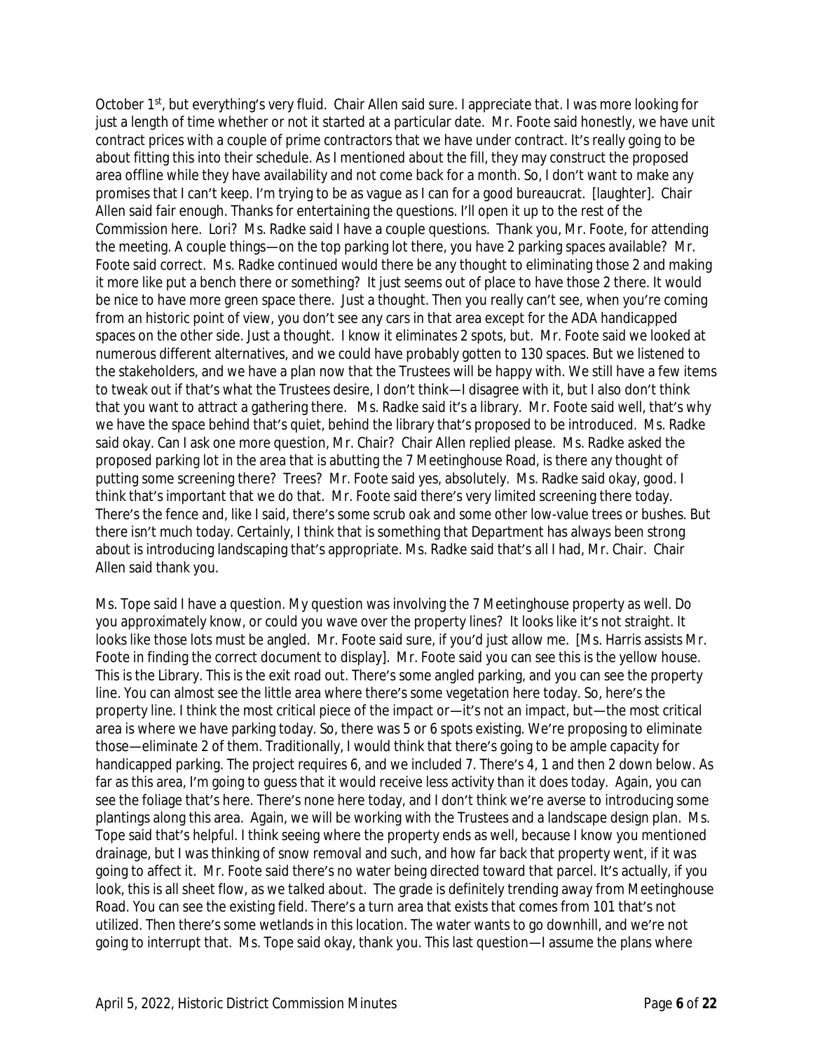October 1st, but everything's very fluid. Chair Allen said sure. I appreciate that. I was more looking for just a length of time whether or not it started at a particular date. Mr. Foote said honestly, we have unit contract prices with a couple of prime contractors that we have under contract. It's really going to be about fitting this into their schedule. As I mentioned about the fill, they may construct the proposed area offline while they have availability and not come back for a month. So, I don't want to make any promises that I can't keep. I'm trying to be as vague as I can for a good bureaucrat. [laughter]. Chair Allen said fair enough. Thanks for entertaining the questions. I'll open it up to the rest of the Commission here. Lori? Ms. Radke said I have a couple questions. Thank you, Mr. Foote, for attending the meeting. A couple things—on the top parking lot there, you have 2 parking spaces available? Mr. Foote said correct. Ms. Radke continued would there be any thought to eliminating those 2 and making it more like put a bench there or something? It just seems out of place to have those 2 there. It would be nice to have more green space there. Just a thought. Then you really can't see, when you're coming from an historic point of view, you don't see any cars in that area except for the ADA handicapped spaces on the other side. Just a thought. I know it eliminates 2 spots, but. Mr. Foote said we looked at numerous different alternatives, and we could have probably gotten to 130 spaces. But we listened to the stakeholders, and we have a plan now that the Trustees will be happy with. We still have a few items to tweak out if that's what the Trustees desire, I don't think—I disagree with it, but I also don't think that you want to attract a gathering there. Ms. Radke said it's a library. Mr. Foote said well, that's why we have the space behind that's quiet, behind the library that's proposed to be introduced. Ms. Radke said okay. Can I ask one more question, Mr. Chair? Chair Allen replied please. Ms. Radke asked the proposed parking lot in the area that is abutting the 7 Meetinghouse Road, is there any thought of putting some screening there? Trees? Mr. Foote said yes, absolutely. Ms. Radke said okay, good. I think that's important that we do that. Mr. Foote said there's very limited screening there today. There's the fence and, like I said, there's some scrub oak and some other low-value trees or bushes. But there isn't much today. Certainly, I think that is something that Department has always been strong about is introducing landscaping that's appropriate. Ms. Radke said that's all I had, Mr. Chair. Chair Allen said thank you.

Ms. Tope said I have a question. My question was involving the 7 Meetinghouse property as well. Do you approximately know, or could you wave over the property lines? It looks like it's not straight. It looks like those lots must be angled. Mr. Foote said sure, if you'd just allow me. [Ms. Harris assists Mr. Foote in finding the correct document to display]. Mr. Foote said you can see this is the yellow house. This is the Library. This is the exit road out. There's some angled parking, and you can see the property line. You can almost see the little area where there's some vegetation here today. So, here's the property line. I think the most critical piece of the impact or—it's not an impact, but—the most critical area is where we have parking today. So, there was 5 or 6 spots existing. We're proposing to eliminate those—eliminate 2 of them. Traditionally, I would think that there's going to be ample capacity for handicapped parking. The project requires 6, and we included 7. There's 4, 1 and then 2 down below. As far as this area, I'm going to guess that it would receive less activity than it does today. Again, you can see the foliage that's here. There's none here today, and I don't think we're averse to introducing some plantings along this area. Again, we will be working with the Trustees and a landscape design plan. Ms. Tope said that's helpful. I think seeing where the property ends as well, because I know you mentioned drainage, but I was thinking of snow removal and such, and how far back that property went, if it was going to affect it. Mr. Foote said there's no water being directed toward that parcel. It's actually, if you look, this is all sheet flow, as we talked about. The grade is definitely trending away from Meetinghouse Road. You can see the existing field. There's a turn area that exists that comes from 101 that's not utilized. Then there's some wetlands in this location. The water wants to go downhill, and we're not going to interrupt that. Ms. Tope said okay, thank you. This last question—I assume the plans where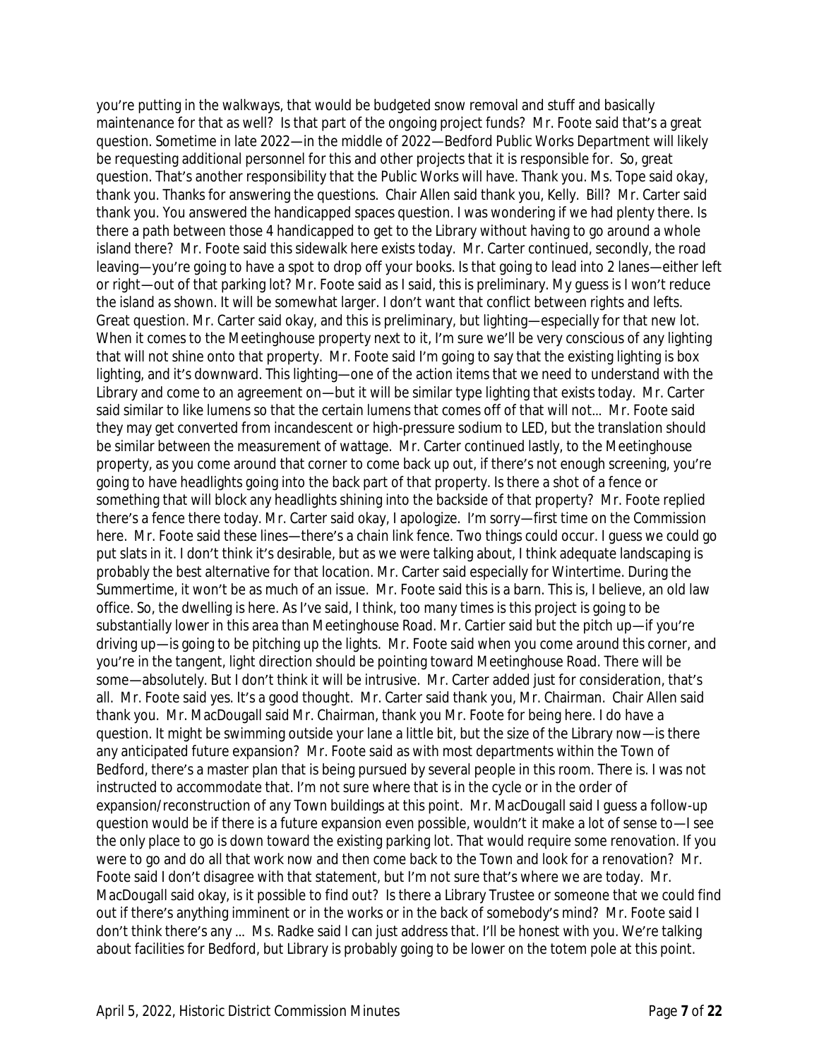you're putting in the walkways, that would be budgeted snow removal and stuff and basically maintenance for that as well? Is that part of the ongoing project funds? Mr. Foote said that's a great question. Sometime in late 2022—in the middle of 2022—Bedford Public Works Department will likely be requesting additional personnel for this and other projects that it is responsible for. So, great question. That's another responsibility that the Public Works will have. Thank you. Ms. Tope said okay, thank you. Thanks for answering the questions. Chair Allen said thank you, Kelly. Bill? Mr. Carter said thank you. You answered the handicapped spaces question. I was wondering if we had plenty there. Is there a path between those 4 handicapped to get to the Library without having to go around a whole island there? Mr. Foote said this sidewalk here exists today. Mr. Carter continued, secondly, the road leaving—you're going to have a spot to drop off your books. Is that going to lead into 2 lanes—either left or right—out of that parking lot? Mr. Foote said as I said, this is preliminary. My guess is I won't reduce the island as shown. It will be somewhat larger. I don't want that conflict between rights and lefts. Great question. Mr. Carter said okay, and this is preliminary, but lighting—especially for that new lot. When it comes to the Meetinghouse property next to it, I'm sure we'll be very conscious of any lighting that will not shine onto that property. Mr. Foote said I'm going to say that the existing lighting is box lighting, and it's downward. This lighting—one of the action items that we need to understand with the Library and come to an agreement on—but it will be similar type lighting that exists today. Mr. Carter said similar to like lumens so that the certain lumens that comes off of that will not... Mr. Foote said they may get converted from incandescent or high-pressure sodium to LED, but the translation should be similar between the measurement of wattage. Mr. Carter continued lastly, to the Meetinghouse property, as you come around that corner to come back up out, if there's not enough screening, you're going to have headlights going into the back part of that property. Is there a shot of a fence or something that will block any headlights shining into the backside of that property? Mr. Foote replied there's a fence there today. Mr. Carter said okay, I apologize. I'm sorry—first time on the Commission here. Mr. Foote said these lines—there's a chain link fence. Two things could occur. I guess we could go put slats in it. I don't think it's desirable, but as we were talking about, I think adequate landscaping is probably the best alternative for that location. Mr. Carter said especially for Wintertime. During the Summertime, it won't be as much of an issue. Mr. Foote said this is a barn. This is, I believe, an old law office. So, the dwelling is here. As I've said, I think, too many times is this project is going to be substantially lower in this area than Meetinghouse Road. Mr. Cartier said but the pitch up—if you're driving up—is going to be pitching up the lights. Mr. Foote said when you come around this corner, and you're in the tangent, light direction should be pointing toward Meetinghouse Road. There will be some—absolutely. But I don't think it will be intrusive. Mr. Carter added just for consideration, that's all. Mr. Foote said yes. It's a good thought. Mr. Carter said thank you, Mr. Chairman. Chair Allen said thank you. Mr. MacDougall said Mr. Chairman, thank you Mr. Foote for being here. I do have a question. It might be swimming outside your lane a little bit, but the size of the Library now—is there any anticipated future expansion? Mr. Foote said as with most departments within the Town of Bedford, there's a master plan that is being pursued by several people in this room. There is. I was not instructed to accommodate that. I'm not sure where that is in the cycle or in the order of expansion/reconstruction of any Town buildings at this point. Mr. MacDougall said I guess a follow-up question would be if there is a future expansion even possible, wouldn't it make a lot of sense to—I see the only place to go is down toward the existing parking lot. That would require some renovation. If you were to go and do all that work now and then come back to the Town and look for a renovation? Mr. Foote said I don't disagree with that statement, but I'm not sure that's where we are today. Mr. MacDougall said okay, is it possible to find out? Is there a Library Trustee or someone that we could find out if there's anything imminent or in the works or in the back of somebody's mind? Mr. Foote said I don't think there's any ... Ms. Radke said I can just address that. I'll be honest with you. We're talking about facilities for Bedford, but Library is probably going to be lower on the totem pole at this point.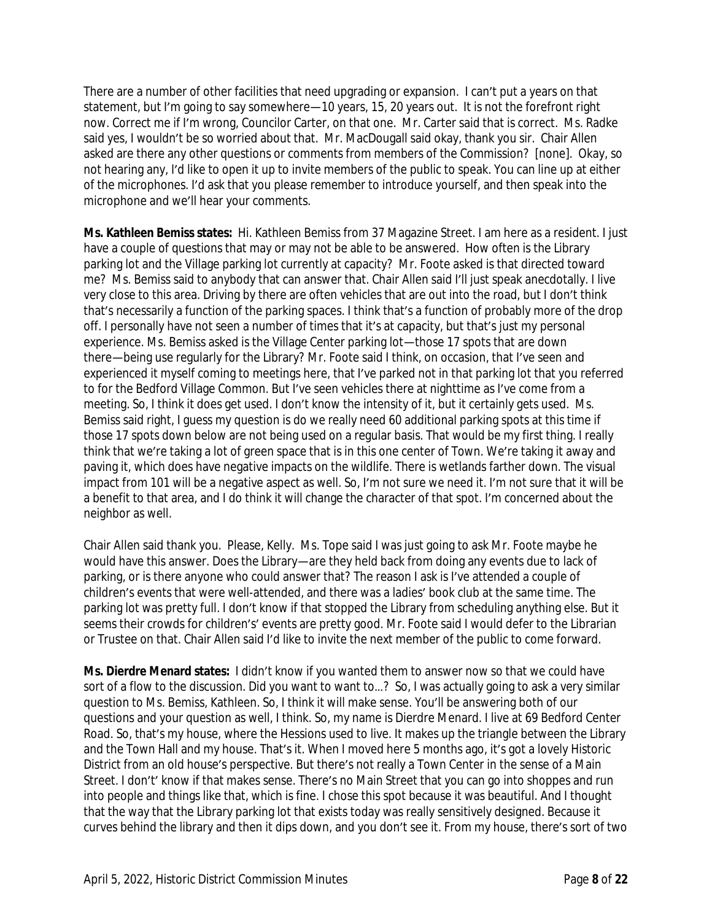There are a number of other facilities that need upgrading or expansion. I can't put a years on that statement, but I'm going to say somewhere—10 years, 15, 20 years out. It is not the forefront right now. Correct me if I'm wrong, Councilor Carter, on that one. Mr. Carter said that is correct. Ms. Radke said yes, I wouldn't be so worried about that. Mr. MacDougall said okay, thank you sir. Chair Allen asked are there any other questions or comments from members of the Commission? [none]. Okay, so not hearing any, I'd like to open it up to invite members of the public to speak. You can line up at either of the microphones. I'd ask that you please remember to introduce yourself, and then speak into the microphone and we'll hear your comments.

**Ms. Kathleen Bemiss states:** Hi. Kathleen Bemiss from 37 Magazine Street. I am here as a resident. I just have a couple of questions that may or may not be able to be answered. How often is the Library parking lot and the Village parking lot currently at capacity? Mr. Foote asked is that directed toward me? Ms. Bemiss said to anybody that can answer that. Chair Allen said I'll just speak anecdotally. I live very close to this area. Driving by there are often vehicles that are out into the road, but I don't think that's necessarily a function of the parking spaces. I think that's a function of probably more of the drop off. I personally have not seen a number of times that it's at capacity, but that's just my personal experience. Ms. Bemiss asked is the Village Center parking lot—those 17 spots that are down there—being use regularly for the Library? Mr. Foote said I think, on occasion, that I've seen and experienced it myself coming to meetings here, that I've parked not in that parking lot that you referred to for the Bedford Village Common. But I've seen vehicles there at nighttime as I've come from a meeting. So, I think it does get used. I don't know the intensity of it, but it certainly gets used. Ms. Bemiss said right, I guess my question is do we really need 60 additional parking spots at this time if those 17 spots down below are not being used on a regular basis. That would be my first thing. I really think that we're taking a lot of green space that is in this one center of Town. We're taking it away and paving it, which does have negative impacts on the wildlife. There is wetlands farther down. The visual impact from 101 will be a negative aspect as well. So, I'm not sure we need it. I'm not sure that it will be a benefit to that area, and I do think it will change the character of that spot. I'm concerned about the neighbor as well.

Chair Allen said thank you. Please, Kelly. Ms. Tope said I was just going to ask Mr. Foote maybe he would have this answer. Does the Library—are they held back from doing any events due to lack of parking, or is there anyone who could answer that? The reason I ask is I've attended a couple of children's events that were well-attended, and there was a ladies' book club at the same time. The parking lot was pretty full. I don't know if that stopped the Library from scheduling anything else. But it seems their crowds for children's' events are pretty good. Mr. Foote said I would defer to the Librarian or Trustee on that. Chair Allen said I'd like to invite the next member of the public to come forward.

**Ms. Dierdre Menard states:** I didn't know if you wanted them to answer now so that we could have sort of a flow to the discussion. Did you want to want to…? So, I was actually going to ask a very similar question to Ms. Bemiss, Kathleen. So, I think it will make sense. You'll be answering both of our questions and your question as well, I think. So, my name is Dierdre Menard. I live at 69 Bedford Center Road. So, that's my house, where the Hessions used to live. It makes up the triangle between the Library and the Town Hall and my house. That's it. When I moved here 5 months ago, it's got a lovely Historic District from an old house's perspective. But there's not really a Town Center in the sense of a Main Street. I don't' know if that makes sense. There's no Main Street that you can go into shoppes and run into people and things like that, which is fine. I chose this spot because it was beautiful. And I thought that the way that the Library parking lot that exists today was really sensitively designed. Because it curves behind the library and then it dips down, and you don't see it. From my house, there's sort of two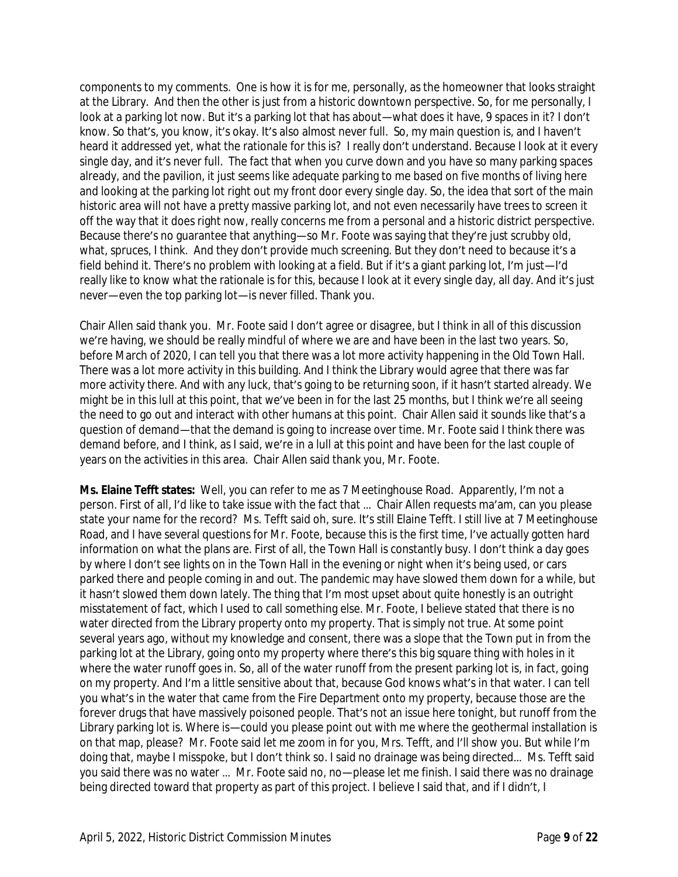components to my comments. One is how it is for me, personally, as the homeowner that looks straight at the Library. And then the other is just from a historic downtown perspective. So, for me personally, I look at a parking lot now. But it's a parking lot that has about—what does it have, 9 spaces in it? I don't know. So that's, you know, it's okay. It's also almost never full. So, my main question is, and I haven't heard it addressed yet, what the rationale for this is? I really don't understand. Because I look at it every single day, and it's never full. The fact that when you curve down and you have so many parking spaces already, and the pavilion, it just seems like adequate parking to me based on five months of living here and looking at the parking lot right out my front door every single day. So, the idea that sort of the main historic area will not have a pretty massive parking lot, and not even necessarily have trees to screen it off the way that it does right now, really concerns me from a personal and a historic district perspective. Because there's no guarantee that anything—so Mr. Foote was saying that they're just scrubby old, what, spruces, I think. And they don't provide much screening. But they don't need to because it's a field behind it. There's no problem with looking at a field. But if it's a giant parking lot, I'm just—I'd really like to know what the rationale is for this, because I look at it every single day, all day. And it's just never—even the top parking lot—is never filled. Thank you.

Chair Allen said thank you. Mr. Foote said I don't agree or disagree, but I think in all of this discussion we're having, we should be really mindful of where we are and have been in the last two years. So, before March of 2020, I can tell you that there was a lot more activity happening in the Old Town Hall. There was a lot more activity in this building. And I think the Library would agree that there was far more activity there. And with any luck, that's going to be returning soon, if it hasn't started already. We might be in this lull at this point, that we've been in for the last 25 months, but I think we're all seeing the need to go out and interact with other humans at this point. Chair Allen said it sounds like that's a question of demand—that the demand is going to increase over time. Mr. Foote said I think there was demand before, and I think, as I said, we're in a lull at this point and have been for the last couple of years on the activities in this area. Chair Allen said thank you, Mr. Foote.

**Ms. Elaine Tefft states:** Well, you can refer to me as 7 Meetinghouse Road. Apparently, I'm not a person. First of all, I'd like to take issue with the fact that ... Chair Allen requests ma'am, can you please state your name for the record? Ms. Tefft said oh, sure. It's still Elaine Tefft. I still live at 7 Meetinghouse Road, and I have several questions for Mr. Foote, because this is the first time, I've actually gotten hard information on what the plans are. First of all, the Town Hall is constantly busy. I don't think a day goes by where I don't see lights on in the Town Hall in the evening or night when it's being used, or cars parked there and people coming in and out. The pandemic may have slowed them down for a while, but it hasn't slowed them down lately. The thing that I'm most upset about quite honestly is an outright misstatement of fact, which I used to call something else. Mr. Foote, I believe stated that there is no water directed from the Library property onto my property. That is simply not true. At some point several years ago, without my knowledge and consent, there was a slope that the Town put in from the parking lot at the Library, going onto my property where there's this big square thing with holes in it where the water runoff goes in. So, all of the water runoff from the present parking lot is, in fact, going on my property. And I'm a little sensitive about that, because God knows what's in that water. I can tell you what's in the water that came from the Fire Department onto my property, because those are the forever drugs that have massively poisoned people. That's not an issue here tonight, but runoff from the Library parking lot is. Where is—could you please point out with me where the geothermal installation is on that map, please? Mr. Foote said let me zoom in for you, Mrs. Tefft, and I'll show you. But while I'm doing that, maybe I misspoke, but I don't think so. I said no drainage was being directed... Ms. Tefft said you said there was no water ... Mr. Foote said no, no—please let me finish. I said there was no drainage being directed toward that property as part of this project. I believe I said that, and if I didn't, I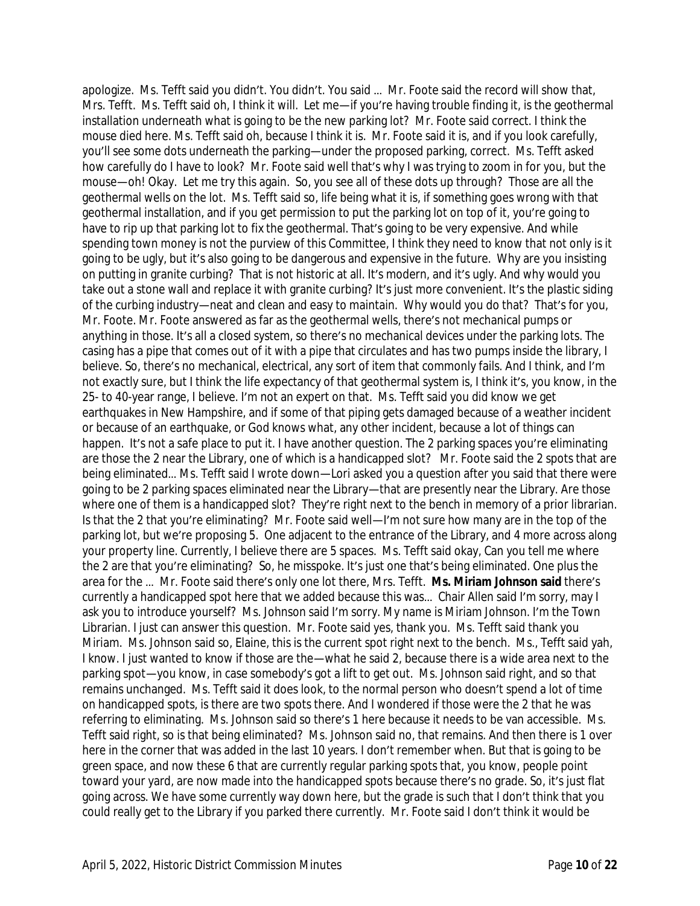apologize. Ms. Tefft said you didn't. You didn't. You said ... Mr. Foote said the record will show that, Mrs. Tefft. Ms. Tefft said oh, I think it will. Let me—if you're having trouble finding it, is the geothermal installation underneath what is going to be the new parking lot? Mr. Foote said correct. I think the mouse died here. Ms. Tefft said oh, because I think it is. Mr. Foote said it is, and if you look carefully, you'll see some dots underneath the parking—under the proposed parking, correct. Ms. Tefft asked how carefully do I have to look? Mr. Foote said well that's why I was trying to zoom in for you, but the mouse—oh! Okay. Let me try this again. So, you see all of these dots up through? Those are all the geothermal wells on the lot. Ms. Tefft said so, life being what it is, if something goes wrong with that geothermal installation, and if you get permission to put the parking lot on top of it, you're going to have to rip up that parking lot to fix the geothermal. That's going to be very expensive. And while spending town money is not the purview of this Committee, I think they need to know that not only is it going to be ugly, but it's also going to be dangerous and expensive in the future. Why are you insisting on putting in granite curbing? That is not historic at all. It's modern, and it's ugly. And why would you take out a stone wall and replace it with granite curbing? It's just more convenient. It's the plastic siding of the curbing industry—neat and clean and easy to maintain. Why would you do that? That's for you, Mr. Foote. Mr. Foote answered as far as the geothermal wells, there's not mechanical pumps or anything in those. It's all a closed system, so there's no mechanical devices under the parking lots. The casing has a pipe that comes out of it with a pipe that circulates and has two pumps inside the library, I believe. So, there's no mechanical, electrical, any sort of item that commonly fails. And I think, and I'm not exactly sure, but I think the life expectancy of that geothermal system is, I think it's, you know, in the 25- to 40-year range, I believe. I'm not an expert on that. Ms. Tefft said you did know we get earthquakes in New Hampshire, and if some of that piping gets damaged because of a weather incident or because of an earthquake, or God knows what, any other incident, because a lot of things can happen. It's not a safe place to put it. I have another question. The 2 parking spaces you're eliminating are those the 2 near the Library, one of which is a handicapped slot? Mr. Foote said the 2 spots that are being eliminated... Ms. Tefft said I wrote down—Lori asked you a question after you said that there were going to be 2 parking spaces eliminated near the Library—that are presently near the Library. Are those where one of them is a handicapped slot? They're right next to the bench in memory of a prior librarian. Is that the 2 that you're eliminating? Mr. Foote said well—I'm not sure how many are in the top of the parking lot, but we're proposing 5. One adjacent to the entrance of the Library, and 4 more across along your property line. Currently, I believe there are 5 spaces. Ms. Tefft said okay, Can you tell me where the 2 are that you're eliminating? So, he misspoke. It's just one that's being eliminated. One plus the area for the ... Mr. Foote said there's only one lot there, Mrs. Tefft. **Ms. Miriam Johnson said** there's currently a handicapped spot here that we added because this was... Chair Allen said I'm sorry, may I ask you to introduce yourself? Ms. Johnson said I'm sorry. My name is Miriam Johnson. I'm the Town Librarian. I just can answer this question. Mr. Foote said yes, thank you. Ms. Tefft said thank you Miriam. Ms. Johnson said so, Elaine, this is the current spot right next to the bench. Ms., Tefft said yah, I know. I just wanted to know if those are the—what he said 2, because there is a wide area next to the parking spot—you know, in case somebody's got a lift to get out. Ms. Johnson said right, and so that remains unchanged. Ms. Tefft said it does look, to the normal person who doesn't spend a lot of time on handicapped spots, is there are two spots there. And I wondered if those were the 2 that he was referring to eliminating. Ms. Johnson said so there's 1 here because it needs to be van accessible. Ms. Tefft said right, so is that being eliminated? Ms. Johnson said no, that remains. And then there is 1 over here in the corner that was added in the last 10 years. I don't remember when. But that is going to be green space, and now these 6 that are currently regular parking spots that, you know, people point toward your yard, are now made into the handicapped spots because there's no grade. So, it's just flat going across. We have some currently way down here, but the grade is such that I don't think that you could really get to the Library if you parked there currently. Mr. Foote said I don't think it would be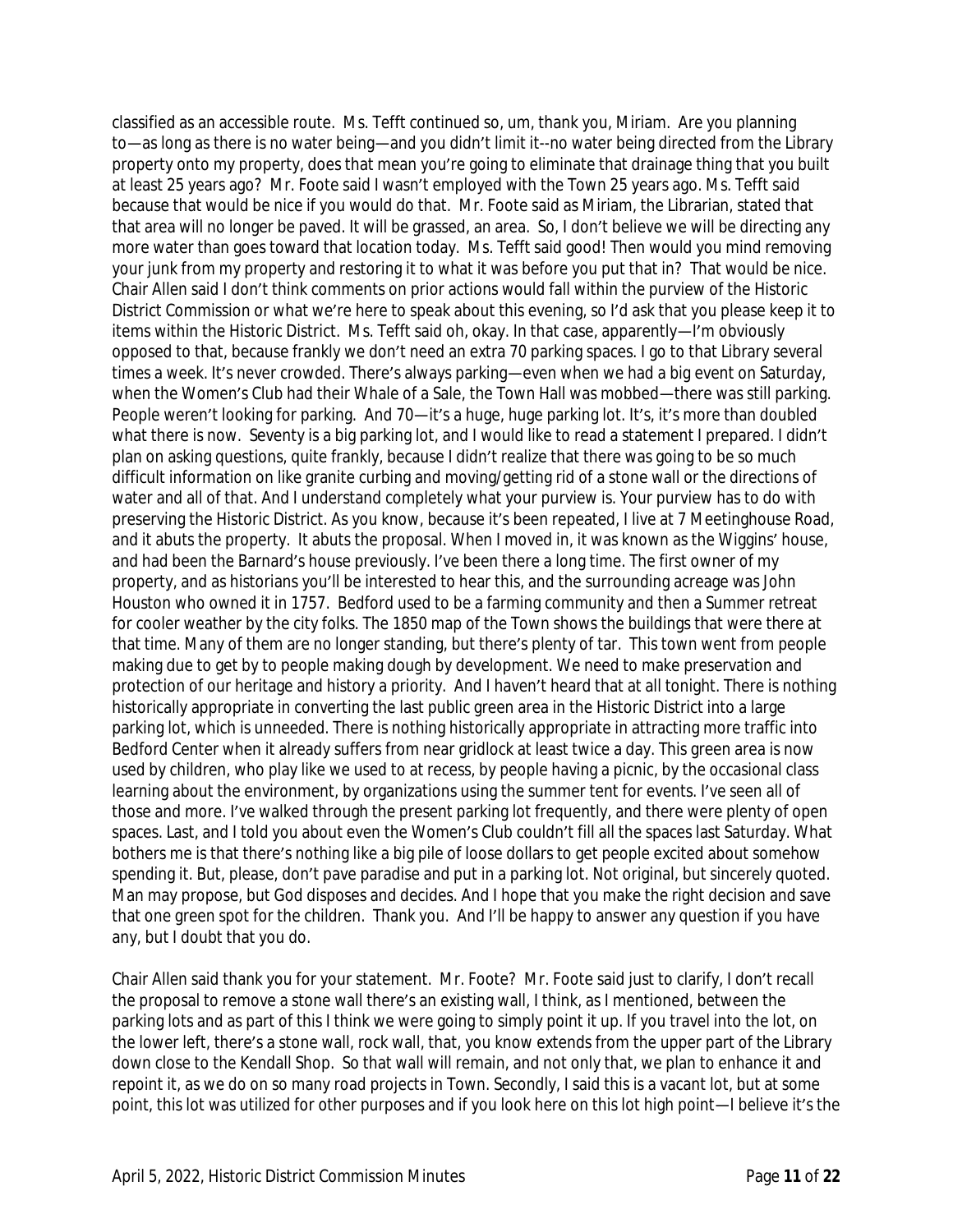classified as an accessible route. Ms. Tefft continued so, um, thank you, Miriam. Are you planning to—as long as there is no water being—and you didn't limit it--no water being directed from the Library property onto my property, does that mean you're going to eliminate that drainage thing that you built at least 25 years ago? Mr. Foote said I wasn't employed with the Town 25 years ago. Ms. Tefft said because that would be nice if you would do that. Mr. Foote said as Miriam, the Librarian, stated that that area will no longer be paved. It will be grassed, an area. So, I don't believe we will be directing any more water than goes toward that location today. Ms. Tefft said good! Then would you mind removing your junk from my property and restoring it to what it was before you put that in? That would be nice. Chair Allen said I don't think comments on prior actions would fall within the purview of the Historic District Commission or what we're here to speak about this evening, so I'd ask that you please keep it to items within the Historic District. Ms. Tefft said oh, okay. In that case, apparently—I'm obviously opposed to that, because frankly we don't need an extra 70 parking spaces. I go to that Library several times a week. It's never crowded. There's always parking—even when we had a big event on Saturday, when the Women's Club had their Whale of a Sale, the Town Hall was mobbed—there was still parking. People weren't looking for parking. And 70—it's a huge, huge parking lot. It's, it's more than doubled what there is now. Seventy is a big parking lot, and I would like to read a statement I prepared. I didn't plan on asking questions, quite frankly, because I didn't realize that there was going to be so much difficult information on like granite curbing and moving/getting rid of a stone wall or the directions of water and all of that. And I understand completely what your purview is. Your purview has to do with preserving the Historic District. As you know, because it's been repeated, I live at 7 Meetinghouse Road, and it abuts the property. It abuts the proposal. When I moved in, it was known as the Wiggins' house, and had been the Barnard's house previously. I've been there a long time. The first owner of my property, and as historians you'll be interested to hear this, and the surrounding acreage was John Houston who owned it in 1757. Bedford used to be a farming community and then a Summer retreat for cooler weather by the city folks. The 1850 map of the Town shows the buildings that were there at that time. Many of them are no longer standing, but there's plenty of tar. This town went from people making due to get by to people making dough by development. We need to make preservation and protection of our heritage and history a priority. And I haven't heard that at all tonight. There is nothing historically appropriate in converting the last public green area in the Historic District into a large parking lot, which is unneeded. There is nothing historically appropriate in attracting more traffic into Bedford Center when it already suffers from near gridlock at least twice a day. This green area is now used by children, who play like we used to at recess, by people having a picnic, by the occasional class learning about the environment, by organizations using the summer tent for events. I've seen all of those and more. I've walked through the present parking lot frequently, and there were plenty of open spaces. Last, and I told you about even the Women's Club couldn't fill all the spaces last Saturday. What bothers me is that there's nothing like a big pile of loose dollars to get people excited about somehow spending it. But, please, don't pave paradise and put in a parking lot. Not original, but sincerely quoted. Man may propose, but God disposes and decides. And I hope that you make the right decision and save that one green spot for the children. Thank you. And I'll be happy to answer any question if you have any, but I doubt that you do.

Chair Allen said thank you for your statement. Mr. Foote? Mr. Foote said just to clarify, I don't recall the proposal to remove a stone wall there's an existing wall, I think, as I mentioned, between the parking lots and as part of this I think we were going to simply point it up. If you travel into the lot, on the lower left, there's a stone wall, rock wall, that, you know extends from the upper part of the Library down close to the Kendall Shop. So that wall will remain, and not only that, we plan to enhance it and repoint it, as we do on so many road projects in Town. Secondly, I said this is a vacant lot, but at some point, this lot was utilized for other purposes and if you look here on this lot high point—I believe it's the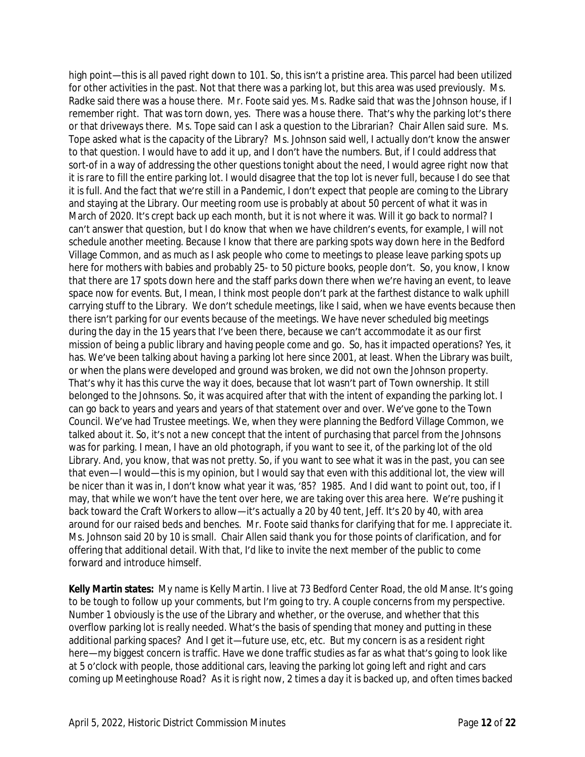high point—this is all paved right down to 101. So, this isn't a pristine area. This parcel had been utilized for other activities in the past. Not that there was a parking lot, but this area was used previously. Ms. Radke said there was a house there. Mr. Foote said yes. Ms. Radke said that was the Johnson house, if I remember right. That was torn down, yes. There was a house there. That's why the parking lot's there or that driveways there. Ms. Tope said can I ask a question to the Librarian? Chair Allen said sure. Ms. Tope asked what is the capacity of the Library? Ms. Johnson said well, I actually don't know the answer to that question. I would have to add it up, and I don't have the numbers. But, if I could address that sort-of in a way of addressing the other questions tonight about the need, I would agree right now that it is rare to fill the entire parking lot. I would disagree that the top lot is never full, because I do see that it is full. And the fact that we're still in a Pandemic, I don't expect that people are coming to the Library and staying at the Library. Our meeting room use is probably at about 50 percent of what it was in March of 2020. It's crept back up each month, but it is not where it was. Will it go back to normal? I can't answer that question, but I do know that when we have children's events, for example, I will not schedule another meeting. Because I know that there are parking spots way down here in the Bedford Village Common, and as much as I ask people who come to meetings to please leave parking spots up here for mothers with babies and probably 25- to 50 picture books, people don't. So, you know, I know that there are 17 spots down here and the staff parks down there when we're having an event, to leave space now for events. But, I mean, I think most people don't park at the farthest distance to walk uphill carrying stuff to the Library. We don't schedule meetings, like I said, when we have events because then there isn't parking for our events because of the meetings. We have never scheduled big meetings during the day in the 15 years that I've been there, because we can't accommodate it as our first mission of being a public library and having people come and go. So, has it impacted operations? Yes, it has. We've been talking about having a parking lot here since 2001, at least. When the Library was built, or when the plans were developed and ground was broken, we did not own the Johnson property. That's why it has this curve the way it does, because that lot wasn't part of Town ownership. It still belonged to the Johnsons. So, it was acquired after that with the intent of expanding the parking lot. I can go back to years and years and years of that statement over and over. We've gone to the Town Council. We've had Trustee meetings. We, when they were planning the Bedford Village Common, we talked about it. So, it's not a new concept that the intent of purchasing that parcel from the Johnsons was for parking. I mean, I have an old photograph, if you want to see it, of the parking lot of the old Library. And, you know, that was not pretty. So, if you want to see what it was in the past, you can see that even—I would—this is my opinion, but I would say that even with this additional lot, the view will be nicer than it was in, I don't know what year it was, '85? 1985. And I did want to point out, too, if I may, that while we won't have the tent over here, we are taking over this area here. We're pushing it back toward the Craft Workers to allow—it's actually a 20 by 40 tent, Jeff. It's 20 by 40, with area around for our raised beds and benches. Mr. Foote said thanks for clarifying that for me. I appreciate it. Ms. Johnson said 20 by 10 is small. Chair Allen said thank you for those points of clarification, and for offering that additional detail. With that, I'd like to invite the next member of the public to come forward and introduce himself.

**Kelly Martin states:** My name is Kelly Martin. I live at 73 Bedford Center Road, the old Manse. It's going to be tough to follow up your comments, but I'm going to try. A couple concerns from my perspective. Number 1 obviously is the use of the Library and whether, or the overuse, and whether that this overflow parking lot is really needed. What's the basis of spending that money and putting in these additional parking spaces? And I get it—future use, etc, etc. But my concern is as a resident right here—my biggest concern is traffic. Have we done traffic studies as far as what that's going to look like at 5 o'clock with people, those additional cars, leaving the parking lot going left and right and cars coming up Meetinghouse Road? As it is right now, 2 times a day it is backed up, and often times backed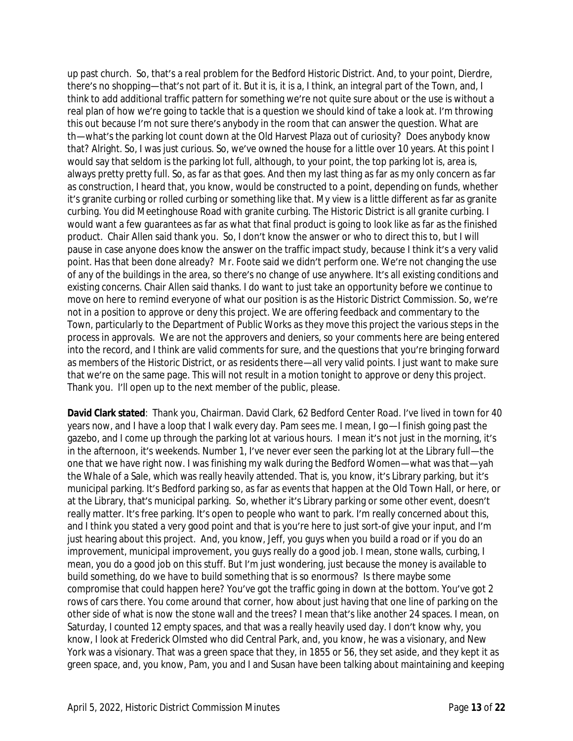up past church. So, that's a real problem for the Bedford Historic District. And, to your point, Dierdre, there's no shopping—that's not part of it. But it is, it is a, I think, an integral part of the Town, and, I think to add additional traffic pattern for something we're not quite sure about or the use is without a real plan of how we're going to tackle that is a question we should kind of take a look at. I'm throwing this out because I'm not sure there's anybody in the room that can answer the question. What are th—what's the parking lot count down at the Old Harvest Plaza out of curiosity? Does anybody know that? Alright. So, I was just curious. So, we've owned the house for a little over 10 years. At this point I would say that seldom is the parking lot full, although, to your point, the top parking lot is, area is, always pretty pretty full. So, as far as that goes. And then my last thing as far as my only concern as far as construction, I heard that, you know, would be constructed to a point, depending on funds, whether it's granite curbing or rolled curbing or something like that. My view is a little different as far as granite curbing. You did Meetinghouse Road with granite curbing. The Historic District is all granite curbing. I would want a few guarantees as far as what that final product is going to look like as far as the finished product. Chair Allen said thank you. So, I don't know the answer or who to direct this to, but I will pause in case anyone does know the answer on the traffic impact study, because I think it's a very valid point. Has that been done already? Mr. Foote said we didn't perform one. We're not changing the use of any of the buildings in the area, so there's no change of use anywhere. It's all existing conditions and existing concerns. Chair Allen said thanks. I do want to just take an opportunity before we continue to move on here to remind everyone of what our position is as the Historic District Commission. So, we're not in a position to approve or deny this project. We are offering feedback and commentary to the Town, particularly to the Department of Public Works as they move this project the various steps in the process in approvals. We are not the approvers and deniers, so your comments here are being entered into the record, and I think are valid comments for sure, and the questions that you're bringing forward as members of the Historic District, or as residents there—all very valid points. I just want to make sure that we're on the same page. This will not result in a motion tonight to approve or deny this project. Thank you. I'll open up to the next member of the public, please.

**David Clark stated**: Thank you, Chairman. David Clark, 62 Bedford Center Road. I've lived in town for 40 years now, and I have a loop that I walk every day. Pam sees me. I mean, I go—I finish going past the gazebo, and I come up through the parking lot at various hours. I mean it's not just in the morning, it's in the afternoon, it's weekends. Number 1, I've never ever seen the parking lot at the Library full—the one that we have right now. I was finishing my walk during the Bedford Women—what was that—yah the Whale of a Sale, which was really heavily attended. That is, you know, it's Library parking, but it's municipal parking. It's Bedford parking so, as far as events that happen at the Old Town Hall, or here, or at the Library, that's municipal parking. So, whether it's Library parking or some other event, doesn't really matter. It's free parking. It's open to people who want to park. I'm really concerned about this, and I think you stated a very good point and that is you're here to just sort-of give your input, and I'm just hearing about this project. And, you know, Jeff, you guys when you build a road or if you do an improvement, municipal improvement, you guys really do a good job. I mean, stone walls, curbing, I mean, you do a good job on this stuff. But I'm just wondering, just because the money is available to build something, do we have to build something that is so enormous? Is there maybe some compromise that could happen here? You've got the traffic going in down at the bottom. You've got 2 rows of cars there. You come around that corner, how about just having that one line of parking on the other side of what is now the stone wall and the trees? I mean that's like another 24 spaces. I mean, on Saturday, I counted 12 empty spaces, and that was a really heavily used day. I don't know why, you know, I look at Frederick Olmsted who did Central Park, and, you know, he was a visionary, and New York was a visionary. That was a green space that they, in 1855 or 56, they set aside, and they kept it as green space, and, you know, Pam, you and I and Susan have been talking about maintaining and keeping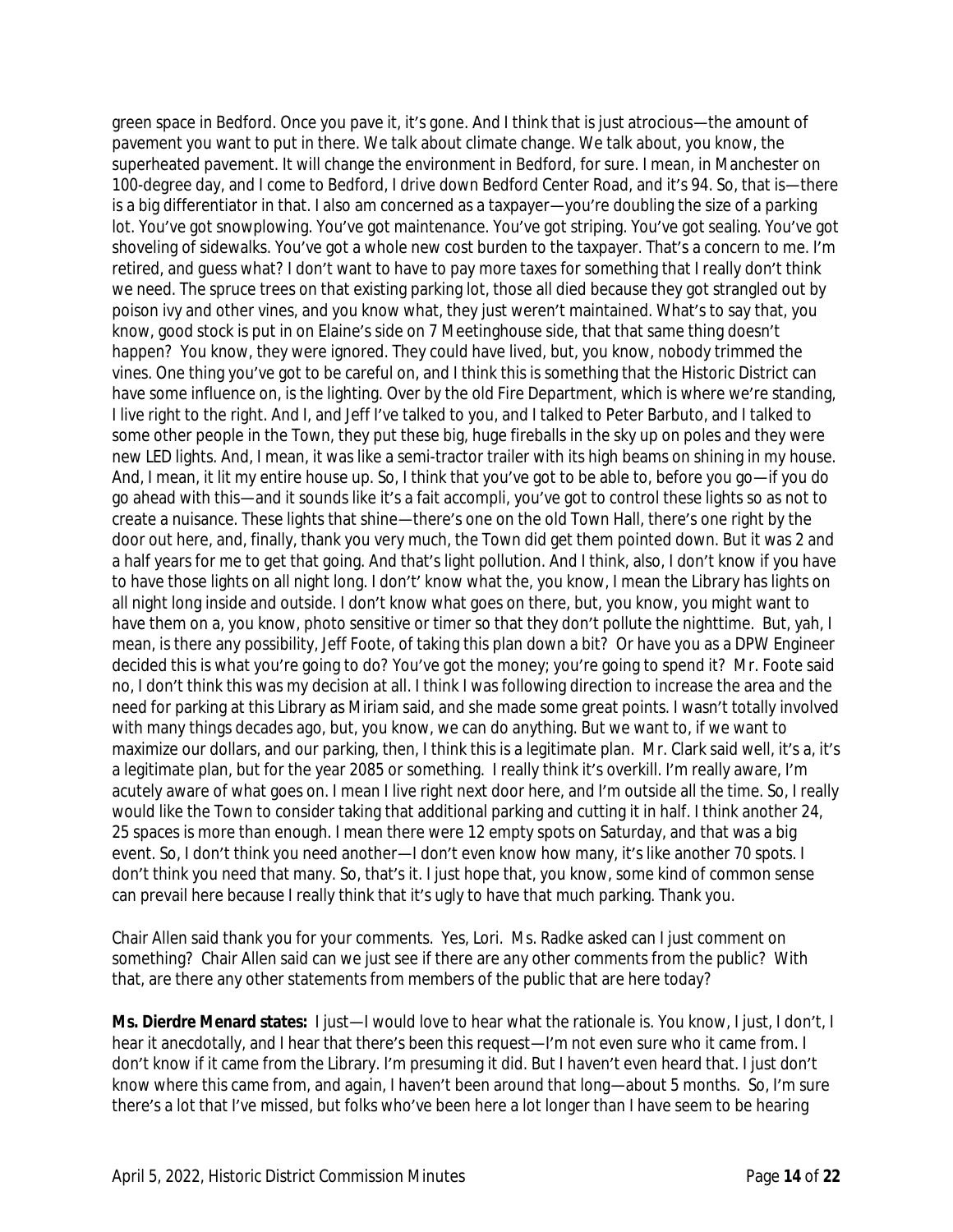green space in Bedford. Once you pave it, it's gone. And I think that is just atrocious—the amount of pavement you want to put in there. We talk about climate change. We talk about, you know, the superheated pavement. It will change the environment in Bedford, for sure. I mean, in Manchester on 100-degree day, and I come to Bedford, I drive down Bedford Center Road, and it's 94. So, that is—there is a big differentiator in that. I also am concerned as a taxpayer—you're doubling the size of a parking lot. You've got snowplowing. You've got maintenance. You've got striping. You've got sealing. You've got shoveling of sidewalks. You've got a whole new cost burden to the taxpayer. That's a concern to me. I'm retired, and guess what? I don't want to have to pay more taxes for something that I really don't think we need. The spruce trees on that existing parking lot, those all died because they got strangled out by poison ivy and other vines, and you know what, they just weren't maintained. What's to say that, you know, good stock is put in on Elaine's side on 7 Meetinghouse side, that that same thing doesn't happen? You know, they were ignored. They could have lived, but, you know, nobody trimmed the vines. One thing you've got to be careful on, and I think this is something that the Historic District can have some influence on, is the lighting. Over by the old Fire Department, which is where we're standing, I live right to the right. And I, and Jeff I've talked to you, and I talked to Peter Barbuto, and I talked to some other people in the Town, they put these big, huge fireballs in the sky up on poles and they were new LED lights. And, I mean, it was like a semi-tractor trailer with its high beams on shining in my house. And, I mean, it lit my entire house up. So, I think that you've got to be able to, before you go—if you do go ahead with this—and it sounds like it's a fait accompli, you've got to control these lights so as not to create a nuisance. These lights that shine—there's one on the old Town Hall, there's one right by the door out here, and, finally, thank you very much, the Town did get them pointed down. But it was 2 and a half years for me to get that going. And that's light pollution. And I think, also, I don't know if you have to have those lights on all night long. I don't' know what the, you know, I mean the Library has lights on all night long inside and outside. I don't know what goes on there, but, you know, you might want to have them on a, you know, photo sensitive or timer so that they don't pollute the nighttime. But, yah, I mean, is there any possibility, Jeff Foote, of taking this plan down a bit? Or have you as a DPW Engineer decided this is what you're going to do? You've got the money; you're going to spend it? Mr. Foote said no, I don't think this was my decision at all. I think I was following direction to increase the area and the need for parking at this Library as Miriam said, and she made some great points. I wasn't totally involved with many things decades ago, but, you know, we can do anything. But we want to, if we want to maximize our dollars, and our parking, then, I think this is a legitimate plan. Mr. Clark said well, it's a, it's a legitimate plan, but for the year 2085 or something. I really think it's overkill. I'm really aware, I'm acutely aware of what goes on. I mean I live right next door here, and I'm outside all the time. So, I really would like the Town to consider taking that additional parking and cutting it in half. I think another 24, 25 spaces is more than enough. I mean there were 12 empty spots on Saturday, and that was a big event. So, I don't think you need another—I don't even know how many, it's like another 70 spots. I don't think you need that many. So, that's it. I just hope that, you know, some kind of common sense can prevail here because I really think that it's ugly to have that much parking. Thank you.

Chair Allen said thank you for your comments. Yes, Lori. Ms. Radke asked can I just comment on something? Chair Allen said can we just see if there are any other comments from the public? With that, are there any other statements from members of the public that are here today?

**Ms. Dierdre Menard states:** I just—I would love to hear what the rationale is. You know, I just, I don't, I hear it anecdotally, and I hear that there's been this request—I'm not even sure who it came from. I don't know if it came from the Library. I'm presuming it did. But I haven't even heard that. I just don't know where this came from, and again, I haven't been around that long—about 5 months. So, I'm sure there's a lot that I've missed, but folks who've been here a lot longer than I have seem to be hearing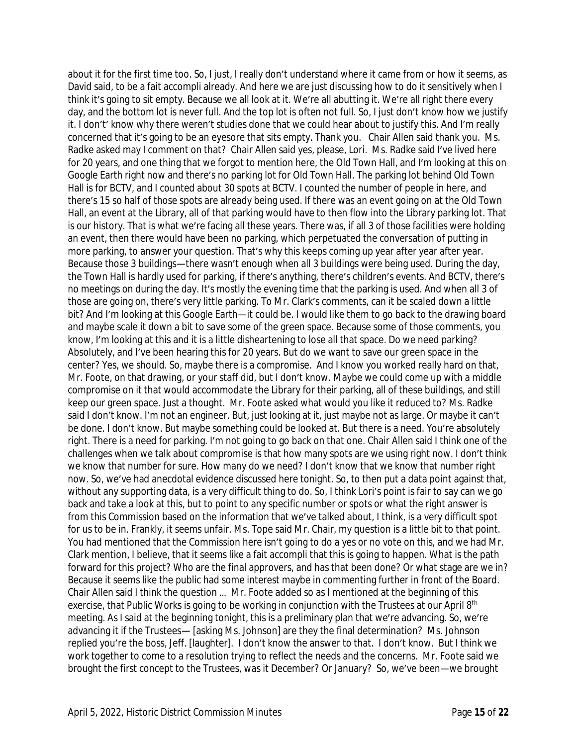about it for the first time too. So, I just, I really don't understand where it came from or how it seems, as David said, to be a fait accompli already. And here we are just discussing how to do it sensitively when I think it's going to sit empty. Because we all look at it. We're all abutting it. We're all right there every day, and the bottom lot is never full. And the top lot is often not full. So, I just don't know how we justify it. I don't' know why there weren't studies done that we could hear about to justify this. And I'm really concerned that it's going to be an eyesore that sits empty. Thank you. Chair Allen said thank you. Ms. Radke asked may I comment on that? Chair Allen said yes, please, Lori. Ms. Radke said I've lived here for 20 years, and one thing that we forgot to mention here, the Old Town Hall, and I'm looking at this on Google Earth right now and there's no parking lot for Old Town Hall. The parking lot behind Old Town Hall is for BCTV, and I counted about 30 spots at BCTV. I counted the number of people in here, and there's 15 so half of those spots are already being used. If there was an event going on at the Old Town Hall, an event at the Library, all of that parking would have to then flow into the Library parking lot. That is our history. That is what we're facing all these years. There was, if all 3 of those facilities were holding an event, then there would have been no parking, which perpetuated the conversation of putting in more parking, to answer your question. That's why this keeps coming up year after year after year. Because those 3 buildings—there wasn't enough when all 3 buildings were being used. During the day, the Town Hall is hardly used for parking, if there's anything, there's children's events. And BCTV, there's no meetings on during the day. It's mostly the evening time that the parking is used. And when all 3 of those are going on, there's very little parking. To Mr. Clark's comments, can it be scaled down a little bit? And I'm looking at this Google Earth—it could be. I would like them to go back to the drawing board and maybe scale it down a bit to save some of the green space. Because some of those comments, you know, I'm looking at this and it is a little disheartening to lose all that space. Do we need parking? Absolutely, and I've been hearing this for 20 years. But do we want to save our green space in the center? Yes, we should. So, maybe there is a compromise. And I know you worked really hard on that, Mr. Foote, on that drawing, or your staff did, but I don't know. Maybe we could come up with a middle compromise on it that would accommodate the Library for their parking, all of these buildings, and still keep our green space. Just a thought. Mr. Foote asked what would you like it reduced to? Ms. Radke said I don't know. I'm not an engineer. But, just looking at it, just maybe not as large. Or maybe it can't be done. I don't know. But maybe something could be looked at. But there is a need. You're absolutely right. There is a need for parking. I'm not going to go back on that one. Chair Allen said I think one of the challenges when we talk about compromise is that how many spots are we using right now. I don't think we know that number for sure. How many do we need? I don't know that we know that number right now. So, we've had anecdotal evidence discussed here tonight. So, to then put a data point against that, without any supporting data, is a very difficult thing to do. So, I think Lori's point is fair to say can we go back and take a look at this, but to point to any specific number or spots or what the right answer is from this Commission based on the information that we've talked about, I think, is a very difficult spot for us to be in. Frankly, it seems unfair. Ms. Tope said Mr. Chair, my question is a little bit to that point. You had mentioned that the Commission here isn't going to do a yes or no vote on this, and we had Mr. Clark mention, I believe, that it seems like a fait accompli that this is going to happen. What is the path forward for this project? Who are the final approvers, and has that been done? Or what stage are we in? Because it seems like the public had some interest maybe in commenting further in front of the Board. Chair Allen said I think the question ... Mr. Foote added so as I mentioned at the beginning of this exercise, that Public Works is going to be working in conjunction with the Trustees at our April 8th meeting. As I said at the beginning tonight, this is a preliminary plan that we're advancing. So, we're advancing it if the Trustees— [asking Ms. Johnson] are they the final determination? Ms. Johnson replied you're the boss, Jeff. [laughter]. I don't know the answer to that. I don't know. But I think we work together to come to a resolution trying to reflect the needs and the concerns. Mr. Foote said we brought the first concept to the Trustees, was it December? Or January? So, we've been—we brought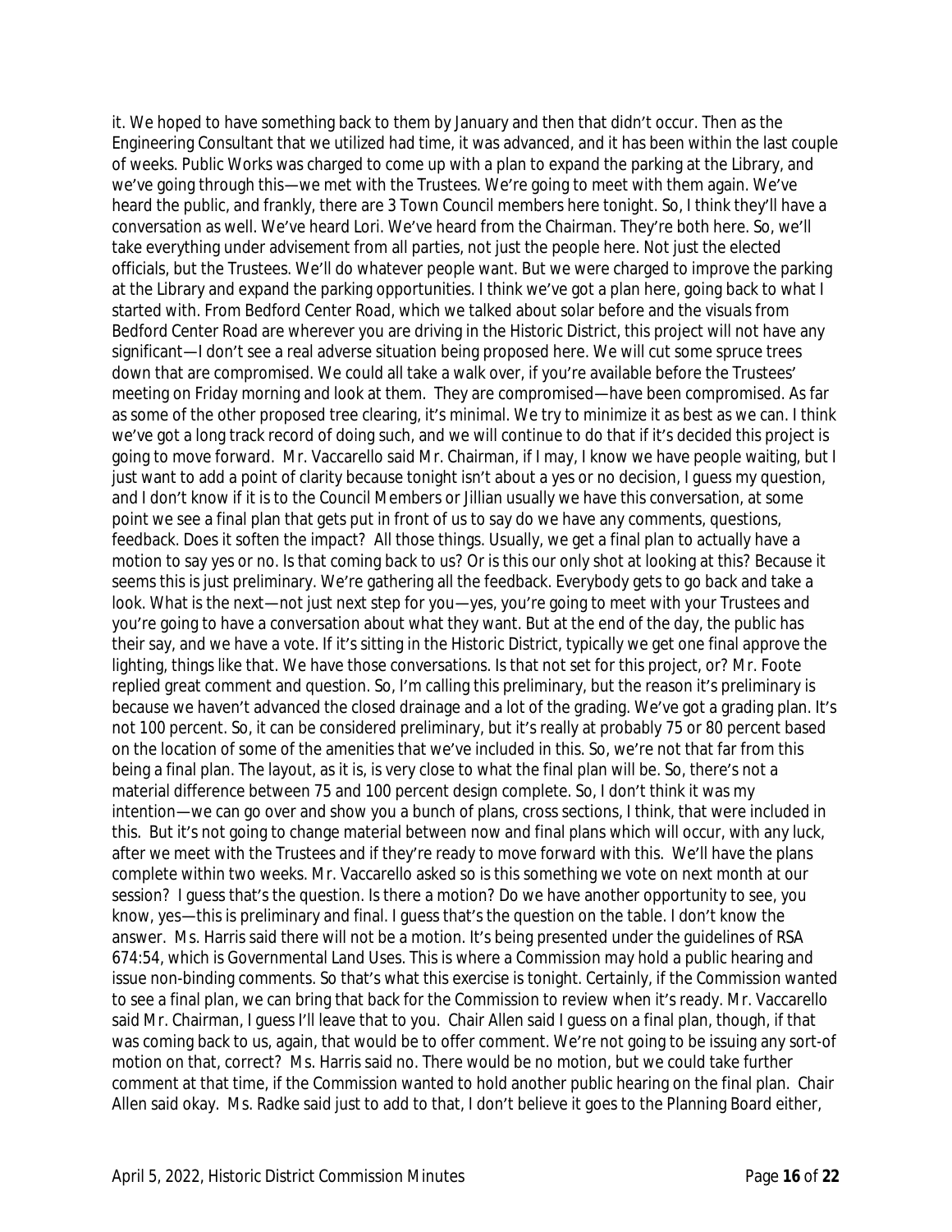it. We hoped to have something back to them by January and then that didn't occur. Then as the Engineering Consultant that we utilized had time, it was advanced, and it has been within the last couple of weeks. Public Works was charged to come up with a plan to expand the parking at the Library, and we've going through this—we met with the Trustees. We're going to meet with them again. We've heard the public, and frankly, there are 3 Town Council members here tonight. So, I think they'll have a conversation as well. We've heard Lori. We've heard from the Chairman. They're both here. So, we'll take everything under advisement from all parties, not just the people here. Not just the elected officials, but the Trustees. We'll do whatever people want. But we were charged to improve the parking at the Library and expand the parking opportunities. I think we've got a plan here, going back to what I started with. From Bedford Center Road, which we talked about solar before and the visuals from Bedford Center Road are wherever you are driving in the Historic District, this project will not have any significant—I don't see a real adverse situation being proposed here. We will cut some spruce trees down that are compromised. We could all take a walk over, if you're available before the Trustees' meeting on Friday morning and look at them. They are compromised—have been compromised. As far as some of the other proposed tree clearing, it's minimal. We try to minimize it as best as we can. I think we've got a long track record of doing such, and we will continue to do that if it's decided this project is going to move forward. Mr. Vaccarello said Mr. Chairman, if I may, I know we have people waiting, but I just want to add a point of clarity because tonight isn't about a yes or no decision, I guess my question, and I don't know if it is to the Council Members or Jillian usually we have this conversation, at some point we see a final plan that gets put in front of us to say do we have any comments, questions, feedback. Does it soften the impact? All those things. Usually, we get a final plan to actually have a motion to say yes or no. Is that coming back to us? Or is this our only shot at looking at this? Because it seems this is just preliminary. We're gathering all the feedback. Everybody gets to go back and take a look. What is the next—not just next step for you—yes, you're going to meet with your Trustees and you're going to have a conversation about what they want. But at the end of the day, the public has their say, and we have a vote. If it's sitting in the Historic District, typically we get one final approve the lighting, things like that. We have those conversations. Is that not set for this project, or? Mr. Foote replied great comment and question. So, I'm calling this preliminary, but the reason it's preliminary is because we haven't advanced the closed drainage and a lot of the grading. We've got a grading plan. It's not 100 percent. So, it can be considered preliminary, but it's really at probably 75 or 80 percent based on the location of some of the amenities that we've included in this. So, we're not that far from this being a final plan. The layout, as it is, is very close to what the final plan will be. So, there's not a material difference between 75 and 100 percent design complete. So, I don't think it was my intention—we can go over and show you a bunch of plans, cross sections, I think, that were included in this. But it's not going to change material between now and final plans which will occur, with any luck, after we meet with the Trustees and if they're ready to move forward with this. We'll have the plans complete within two weeks. Mr. Vaccarello asked so is this something we vote on next month at our session? I guess that's the question. Is there a motion? Do we have another opportunity to see, you know, yes—this is preliminary and final. I guess that's the question on the table. I don't know the answer. Ms. Harris said there will not be a motion. It's being presented under the guidelines of RSA 674:54, which is Governmental Land Uses. This is where a Commission may hold a public hearing and issue non-binding comments. So that's what this exercise is tonight. Certainly, if the Commission wanted to see a final plan, we can bring that back for the Commission to review when it's ready. Mr. Vaccarello said Mr. Chairman, I guess I'll leave that to you. Chair Allen said I guess on a final plan, though, if that was coming back to us, again, that would be to offer comment. We're not going to be issuing any sort-of motion on that, correct? Ms. Harris said no. There would be no motion, but we could take further comment at that time, if the Commission wanted to hold another public hearing on the final plan. Chair Allen said okay. Ms. Radke said just to add to that, I don't believe it goes to the Planning Board either,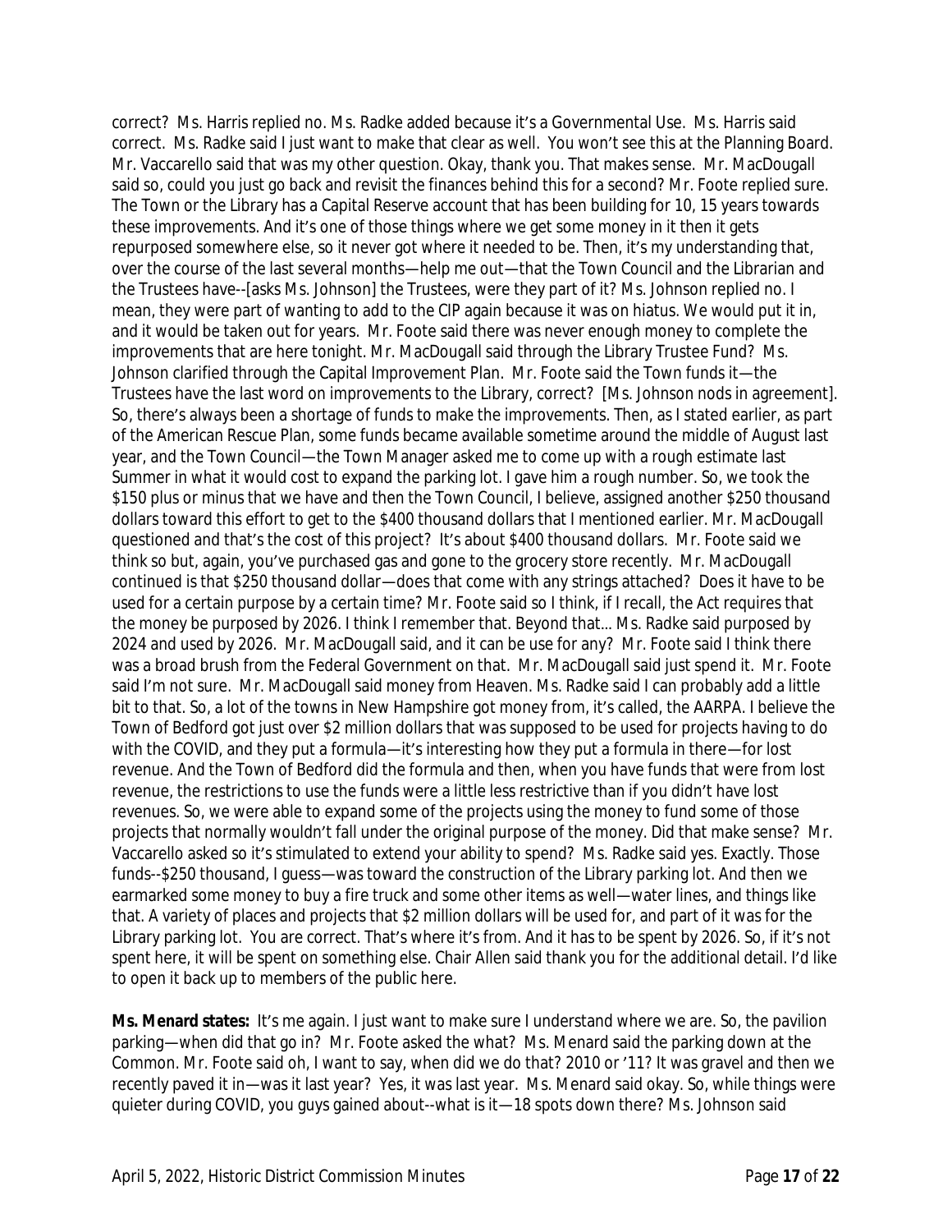correct? Ms. Harris replied no. Ms. Radke added because it's a Governmental Use. Ms. Harris said correct. Ms. Radke said I just want to make that clear as well. You won't see this at the Planning Board. Mr. Vaccarello said that was my other question. Okay, thank you. That makes sense. Mr. MacDougall said so, could you just go back and revisit the finances behind this for a second? Mr. Foote replied sure. The Town or the Library has a Capital Reserve account that has been building for 10, 15 years towards these improvements. And it's one of those things where we get some money in it then it gets repurposed somewhere else, so it never got where it needed to be. Then, it's my understanding that, over the course of the last several months—help me out—that the Town Council and the Librarian and the Trustees have--[asks Ms. Johnson] the Trustees, were they part of it? Ms. Johnson replied no. I mean, they were part of wanting to add to the CIP again because it was on hiatus. We would put it in, and it would be taken out for years. Mr. Foote said there was never enough money to complete the improvements that are here tonight. Mr. MacDougall said through the Library Trustee Fund? Ms. Johnson clarified through the Capital Improvement Plan. Mr. Foote said the Town funds it—the Trustees have the last word on improvements to the Library, correct? [Ms. Johnson nods in agreement]. So, there's always been a shortage of funds to make the improvements. Then, as I stated earlier, as part of the American Rescue Plan, some funds became available sometime around the middle of August last year, and the Town Council—the Town Manager asked me to come up with a rough estimate last Summer in what it would cost to expand the parking lot. I gave him a rough number. So, we took the $150 plus or minus that we have and then the Town Council, I believe, assigned another $250 thousand dollars toward this effort to get to the $400 thousand dollars that I mentioned earlier. Mr. MacDougall questioned and that's the cost of this project? It's about $400 thousand dollars. Mr. Foote said we think so but, again, you've purchased gas and gone to the grocery store recently. Mr. MacDougall continued is that $250 thousand dollar—does that come with any strings attached? Does it have to be used for a certain purpose by a certain time? Mr. Foote said so I think, if I recall, the Act requires that the money be purposed by 2026. I think I remember that. Beyond that... Ms. Radke said purposed by 2024 and used by 2026. Mr. MacDougall said, and it can be use for any? Mr. Foote said I think there was a broad brush from the Federal Government on that. Mr. MacDougall said just spend it. Mr. Foote said I'm not sure. Mr. MacDougall said money from Heaven. Ms. Radke said I can probably add a little bit to that. So, a lot of the towns in New Hampshire got money from, it's called, the AARPA. I believe the Town of Bedford got just over $2 million dollars that was supposed to be used for projects having to do with the COVID, and they put a formula—it's interesting how they put a formula in there—for lost revenue. And the Town of Bedford did the formula and then, when you have funds that were from lost revenue, the restrictions to use the funds were a little less restrictive than if you didn't have lost revenues. So, we were able to expand some of the projects using the money to fund some of those projects that normally wouldn't fall under the original purpose of the money. Did that make sense? Mr. Vaccarello asked so it's stimulated to extend your ability to spend? Ms. Radke said yes. Exactly. Those funds--$250 thousand, I guess—was toward the construction of the Library parking lot. And then we earmarked some money to buy a fire truck and some other items as well—water lines, and things like that. A variety of places and projects that $2 million dollars will be used for, and part of it was for the Library parking lot. You are correct. That's where it's from. And it has to be spent by 2026. So, if it's not spent here, it will be spent on something else. Chair Allen said thank you for the additional detail. I'd like to open it back up to members of the public here.

**Ms. Menard states:** It's me again. I just want to make sure I understand where we are. So, the pavilion parking—when did that go in? Mr. Foote asked the what? Ms. Menard said the parking down at the Common. Mr. Foote said oh, I want to say, when did we do that? 2010 or '11? It was gravel and then we recently paved it in—was it last year? Yes, it was last year. Ms. Menard said okay. So, while things were quieter during COVID, you guys gained about--what is it—18 spots down there? Ms. Johnson said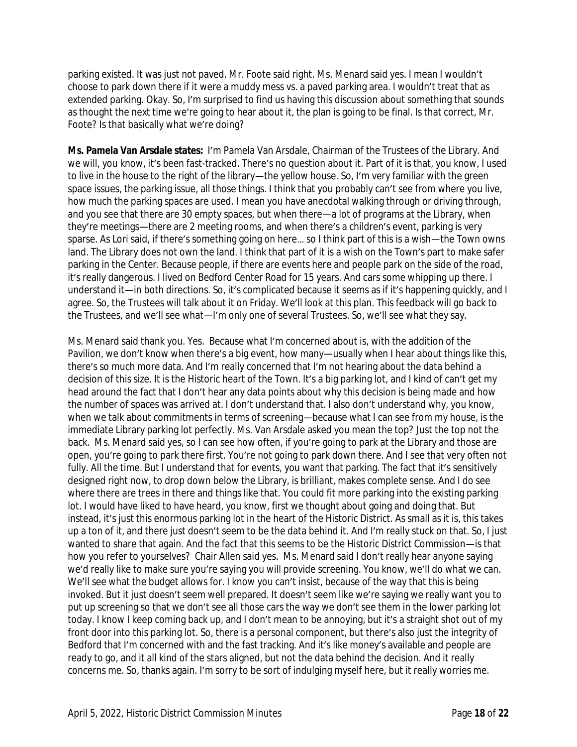parking existed. It was just not paved. Mr. Foote said right. Ms. Menard said yes. I mean I wouldn't choose to park down there if it were a muddy mess vs. a paved parking area. I wouldn't treat that as extended parking. Okay. So, I'm surprised to find us having this discussion about something that sounds as thought the next time we're going to hear about it, the plan is going to be final. Is that correct, Mr. Foote? Is that basically what we're doing?

**Ms. Pamela Van Arsdale states:** I'm Pamela Van Arsdale, Chairman of the Trustees of the Library. And we will, you know, it's been fast-tracked. There's no question about it. Part of it is that, you know, I used to live in the house to the right of the library—the yellow house. So, I'm very familiar with the green space issues, the parking issue, all those things. I think that you probably can't see from where you live, how much the parking spaces are used. I mean you have anecdotal walking through or driving through, and you see that there are 30 empty spaces, but when there—a lot of programs at the Library, when they're meetings—there are 2 meeting rooms, and when there's a children's event, parking is very sparse. As Lori said, if there's something going on here… so I think part of this is a wish—the Town owns land. The Library does not own the land. I think that part of it is a wish on the Town's part to make safer parking in the Center. Because people, if there are events here and people park on the side of the road, it's really dangerous. I lived on Bedford Center Road for 15 years. And cars some whipping up there. I understand it—in both directions. So, it's complicated because it seems as if it's happening quickly, and I agree. So, the Trustees will talk about it on Friday. We'll look at this plan. This feedback will go back to the Trustees, and we'll see what—I'm only one of several Trustees. So, we'll see what they say.

Ms. Menard said thank you. Yes. Because what I'm concerned about is, with the addition of the Pavilion, we don't know when there's a big event, how many—usually when I hear about things like this, there's so much more data. And I'm really concerned that I'm not hearing about the data behind a decision of this size. It is the Historic heart of the Town. It's a big parking lot, and I kind of can't get my head around the fact that I don't hear any data points about why this decision is being made and how the number of spaces was arrived at. I don't understand that. I also don't understand why, you know, when we talk about commitments in terms of screening—because what I can see from my house, is the immediate Library parking lot perfectly. Ms. Van Arsdale asked you mean the top? Just the top not the back. Ms. Menard said yes, so I can see how often, if you're going to park at the Library and those are open, you're going to park there first. You're not going to park down there. And I see that very often not fully. All the time. But I understand that for events, you want that parking. The fact that it's sensitively designed right now, to drop down below the Library, is brilliant, makes complete sense. And I do see where there are trees in there and things like that. You could fit more parking into the existing parking lot. I would have liked to have heard, you know, first we thought about going and doing that. But instead, it's just this enormous parking lot in the heart of the Historic District. As small as it is, this takes up a ton of it, and there just doesn't seem to be the data behind it. And I'm really stuck on that. So, I just wanted to share that again. And the fact that this seems to be the Historic District Commission—is that how you refer to yourselves? Chair Allen said yes. Ms. Menard said I don't really hear anyone saying we'd really like to make sure you're saying you will provide screening. You know, we'll do what we can. We'll see what the budget allows for. I know you can't insist, because of the way that this is being invoked. But it just doesn't seem well prepared. It doesn't seem like we're saying we really want you to put up screening so that we don't see all those cars the way we don't see them in the lower parking lot today. I know I keep coming back up, and I don't mean to be annoying, but it's a straight shot out of my front door into this parking lot. So, there is a personal component, but there's also just the integrity of Bedford that I'm concerned with and the fast tracking. And it's like money's available and people are ready to go, and it all kind of the stars aligned, but not the data behind the decision. And it really concerns me. So, thanks again. I'm sorry to be sort of indulging myself here, but it really worries me.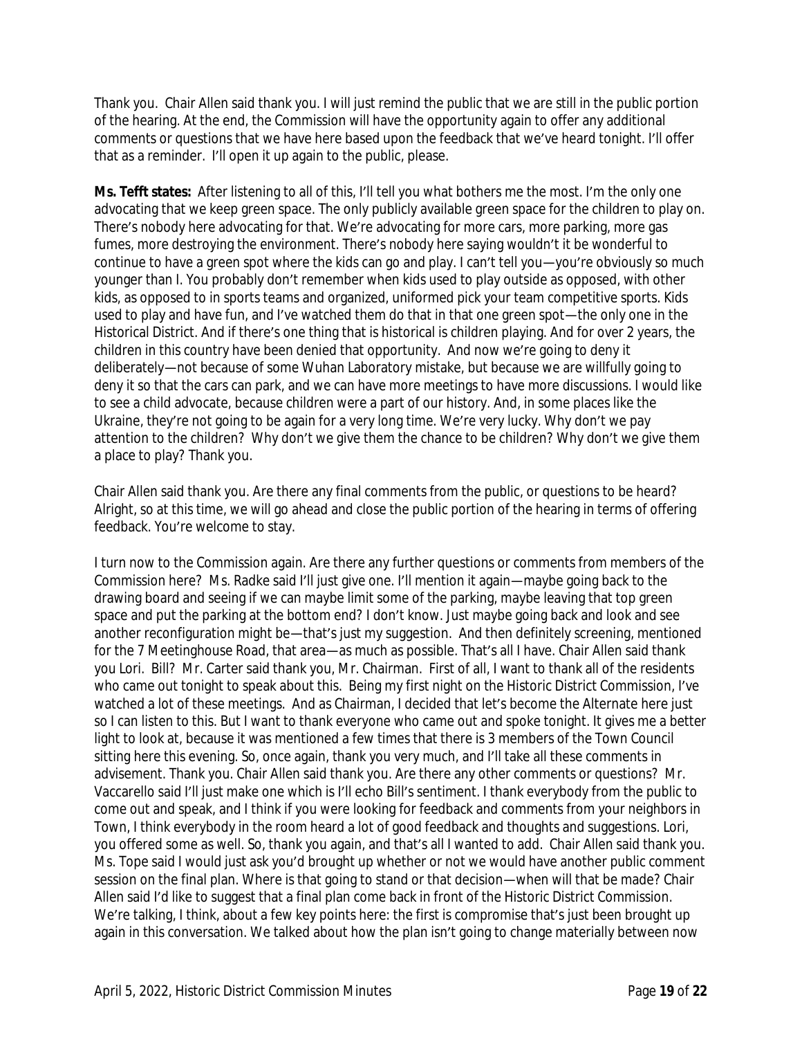Thank you. Chair Allen said thank you. I will just remind the public that we are still in the public portion of the hearing. At the end, the Commission will have the opportunity again to offer any additional comments or questions that we have here based upon the feedback that we've heard tonight. I'll offer that as a reminder. I'll open it up again to the public, please.

**Ms. Tefft states:** After listening to all of this, I'll tell you what bothers me the most. I'm the only one advocating that we keep green space. The only publicly available green space for the children to play on. There's nobody here advocating for that. We're advocating for more cars, more parking, more gas fumes, more destroying the environment. There's nobody here saying wouldn't it be wonderful to continue to have a green spot where the kids can go and play. I can't tell you—you're obviously so much younger than I. You probably don't remember when kids used to play outside as opposed, with other kids, as opposed to in sports teams and organized, uniformed pick your team competitive sports. Kids used to play and have fun, and I've watched them do that in that one green spot—the only one in the Historical District. And if there's one thing that is historical is children playing. And for over 2 years, the children in this country have been denied that opportunity. And now we're going to deny it deliberately—not because of some Wuhan Laboratory mistake, but because we are willfully going to deny it so that the cars can park, and we can have more meetings to have more discussions. I would like to see a child advocate, because children were a part of our history. And, in some places like the Ukraine, they're not going to be again for a very long time. We're very lucky. Why don't we pay attention to the children? Why don't we give them the chance to be children? Why don't we give them a place to play? Thank you.

Chair Allen said thank you. Are there any final comments from the public, or questions to be heard? Alright, so at this time, we will go ahead and close the public portion of the hearing in terms of offering feedback. You're welcome to stay.

I turn now to the Commission again. Are there any further questions or comments from members of the Commission here? Ms. Radke said I'll just give one. I'll mention it again—maybe going back to the drawing board and seeing if we can maybe limit some of the parking, maybe leaving that top green space and put the parking at the bottom end? I don't know. Just maybe going back and look and see another reconfiguration might be—that's just my suggestion. And then definitely screening, mentioned for the 7 Meetinghouse Road, that area—as much as possible. That's all I have. Chair Allen said thank you Lori. Bill? Mr. Carter said thank you, Mr. Chairman. First of all, I want to thank all of the residents who came out tonight to speak about this. Being my first night on the Historic District Commission, I've watched a lot of these meetings. And as Chairman, I decided that let's become the Alternate here just so I can listen to this. But I want to thank everyone who came out and spoke tonight. It gives me a better light to look at, because it was mentioned a few times that there is 3 members of the Town Council sitting here this evening. So, once again, thank you very much, and I'll take all these comments in advisement. Thank you. Chair Allen said thank you. Are there any other comments or questions? Mr. Vaccarello said I'll just make one which is I'll echo Bill's sentiment. I thank everybody from the public to come out and speak, and I think if you were looking for feedback and comments from your neighbors in Town, I think everybody in the room heard a lot of good feedback and thoughts and suggestions. Lori, you offered some as well. So, thank you again, and that's all I wanted to add. Chair Allen said thank you. Ms. Tope said I would just ask you'd brought up whether or not we would have another public comment session on the final plan. Where is that going to stand or that decision—when will that be made? Chair Allen said I'd like to suggest that a final plan come back in front of the Historic District Commission. We're talking, I think, about a few key points here: the first is compromise that's just been brought up again in this conversation. We talked about how the plan isn't going to change materially between now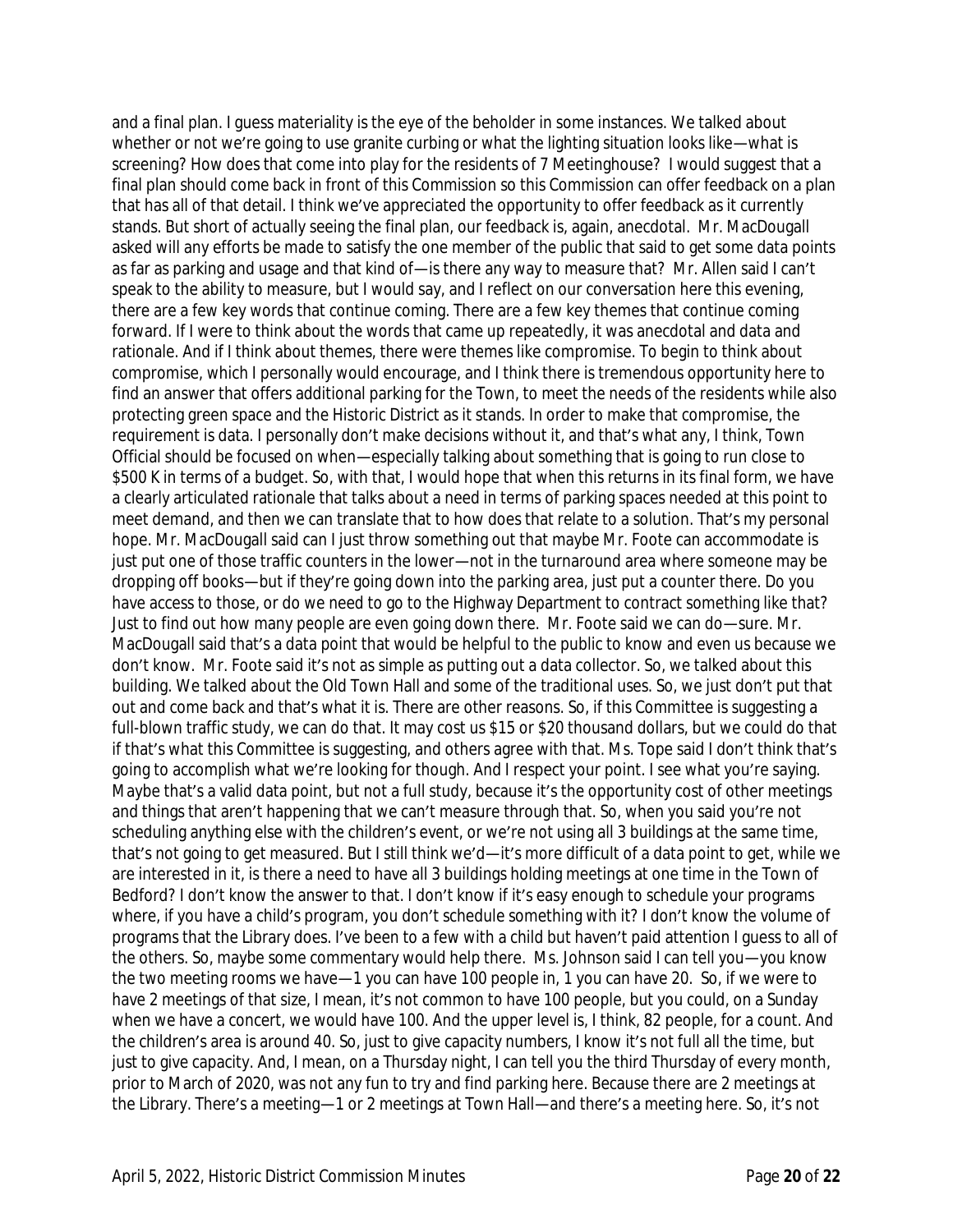and a final plan. I guess materiality is the eye of the beholder in some instances. We talked about whether or not we're going to use granite curbing or what the lighting situation looks like—what is screening? How does that come into play for the residents of 7 Meetinghouse? I would suggest that a final plan should come back in front of this Commission so this Commission can offer feedback on a plan that has all of that detail. I think we've appreciated the opportunity to offer feedback as it currently stands. But short of actually seeing the final plan, our feedback is, again, anecdotal. Mr. MacDougall asked will any efforts be made to satisfy the one member of the public that said to get some data points as far as parking and usage and that kind of—is there any way to measure that? Mr. Allen said I can't speak to the ability to measure, but I would say, and I reflect on our conversation here this evening, there are a few key words that continue coming. There are a few key themes that continue coming forward. If I were to think about the words that came up repeatedly, it was anecdotal and data and rationale. And if I think about themes, there were themes like compromise. To begin to think about compromise, which I personally would encourage, and I think there is tremendous opportunity here to find an answer that offers additional parking for the Town, to meet the needs of the residents while also protecting green space and the Historic District as it stands. In order to make that compromise, the requirement is data. I personally don't make decisions without it, and that's what any, I think, Town Official should be focused on when—especially talking about something that is going to run close to $500 K in terms of a budget. So, with that, I would hope that when this returns in its final form, we have a clearly articulated rationale that talks about a need in terms of parking spaces needed at this point to meet demand, and then we can translate that to how does that relate to a solution. That's my personal hope. Mr. MacDougall said can I just throw something out that maybe Mr. Foote can accommodate is just put one of those traffic counters in the lower—not in the turnaround area where someone may be dropping off books—but if they're going down into the parking area, just put a counter there. Do you have access to those, or do we need to go to the Highway Department to contract something like that? Just to find out how many people are even going down there. Mr. Foote said we can do—sure. Mr. MacDougall said that's a data point that would be helpful to the public to know and even us because we don't know. Mr. Foote said it's not as simple as putting out a data collector. So, we talked about this building. We talked about the Old Town Hall and some of the traditional uses. So, we just don't put that out and come back and that's what it is. There are other reasons. So, if this Committee is suggesting a full-blown traffic study, we can do that. It may cost us $15 or $20 thousand dollars, but we could do that if that's what this Committee is suggesting, and others agree with that. Ms. Tope said I don't think that's going to accomplish what we're looking for though. And I respect your point. I see what you're saying. Maybe that's a valid data point, but not a full study, because it's the opportunity cost of other meetings and things that aren't happening that we can't measure through that. So, when you said you're not scheduling anything else with the children's event, or we're not using all 3 buildings at the same time, that's not going to get measured. But I still think we'd—it's more difficult of a data point to get, while we are interested in it, is there a need to have all 3 buildings holding meetings at one time in the Town of Bedford? I don't know the answer to that. I don't know if it's easy enough to schedule your programs where, if you have a child's program, you don't schedule something with it? I don't know the volume of programs that the Library does. I've been to a few with a child but haven't paid attention I guess to all of the others. So, maybe some commentary would help there. Ms. Johnson said I can tell you—you know the two meeting rooms we have—1 you can have 100 people in, 1 you can have 20. So, if we were to have 2 meetings of that size, I mean, it's not common to have 100 people, but you could, on a Sunday when we have a concert, we would have 100. And the upper level is, I think, 82 people, for a count. And the children's area is around 40. So, just to give capacity numbers, I know it's not full all the time, but just to give capacity. And, I mean, on a Thursday night, I can tell you the third Thursday of every month, prior to March of 2020, was not any fun to try and find parking here. Because there are 2 meetings at the Library. There's a meeting—1 or 2 meetings at Town Hall—and there's a meeting here. So, it's not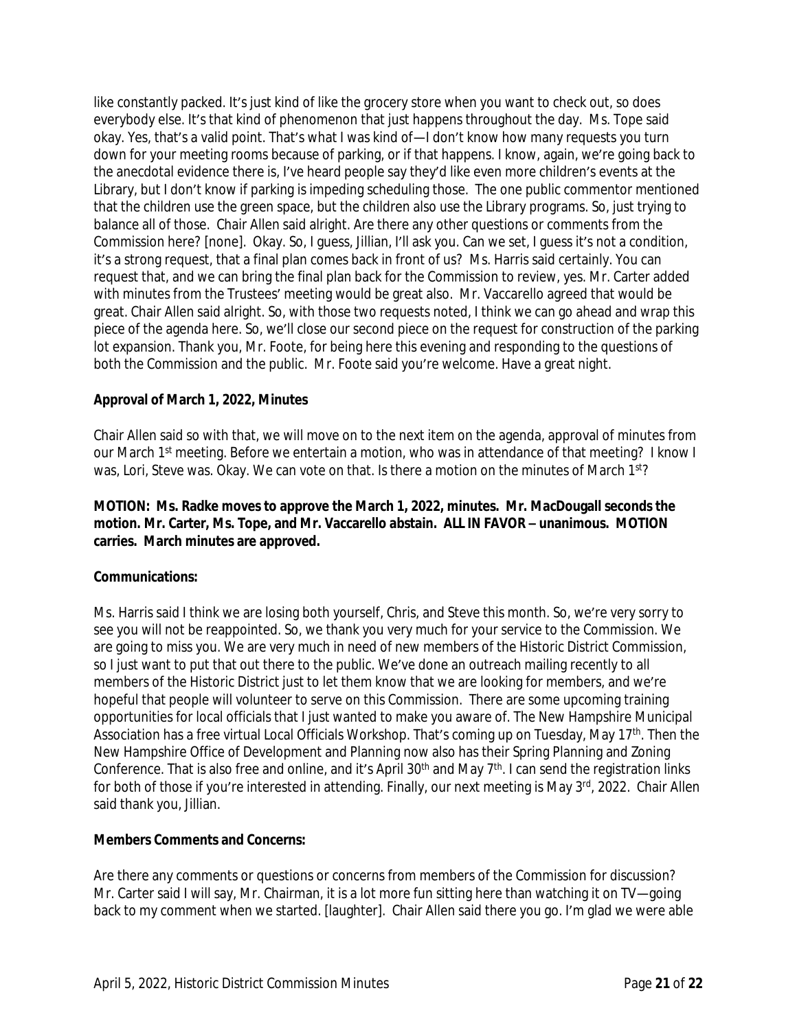like constantly packed. It's just kind of like the grocery store when you want to check out, so does everybody else. It's that kind of phenomenon that just happens throughout the day. Ms. Tope said okay. Yes, that's a valid point. That's what I was kind of—I don't know how many requests you turn down for your meeting rooms because of parking, or if that happens. I know, again, we're going back to the anecdotal evidence there is, I've heard people say they'd like even more children's events at the Library, but I don't know if parking is impeding scheduling those. The one public commentor mentioned that the children use the green space, but the children also use the Library programs. So, just trying to balance all of those. Chair Allen said alright. Are there any other questions or comments from the Commission here? [none]. Okay. So, I guess, Jillian, I'll ask you. Can we set, I guess it's not a condition, it's a strong request, that a final plan comes back in front of us? Ms. Harris said certainly. You can request that, and we can bring the final plan back for the Commission to review, yes. Mr. Carter added with minutes from the Trustees' meeting would be great also. Mr. Vaccarello agreed that would be great. Chair Allen said alright. So, with those two requests noted, I think we can go ahead and wrap this piece of the agenda here. So, we'll close our second piece on the request for construction of the parking lot expansion. Thank you, Mr. Foote, for being here this evening and responding to the questions of both the Commission and the public. Mr. Foote said you're welcome. Have a great night.

**Approval of March 1, 2022, Minutes**

Chair Allen said so with that, we will move on to the next item on the agenda, approval of minutes from our March 1st meeting. Before we entertain a motion, who was in attendance of that meeting? I know I was, Lori, Steve was. Okay. We can vote on that. Is there a motion on the minutes of March 1st?

**MOTION: Ms. Radke moves to approve the March 1, 2022, minutes. Mr. MacDougall seconds the motion. Mr. Carter, Ms. Tope, and Mr. Vaccarello abstain. ALL IN FAVOR – unanimous. MOTION carries. March minutes are approved.**

**Communications:**

Ms. Harris said I think we are losing both yourself, Chris, and Steve this month. So, we're very sorry to see you will not be reappointed. So, we thank you very much for your service to the Commission. We are going to miss you. We are very much in need of new members of the Historic District Commission, so I just want to put that out there to the public. We've done an outreach mailing recently to all members of the Historic District just to let them know that we are looking for members, and we're hopeful that people will volunteer to serve on this Commission. There are some upcoming training opportunities for local officials that I just wanted to make you aware of. The New Hampshire Municipal Association has a free virtual Local Officials Workshop. That's coming up on Tuesday, May 17th. Then the New Hampshire Office of Development and Planning now also has their Spring Planning and Zoning Conference. That is also free and online, and it's April 30th and May 7th. I can send the registration links for both of those if you're interested in attending. Finally, our next meeting is May 3rd, 2022. Chair Allen said thank you, Jillian.

**Members Comments and Concerns:**

Are there any comments or questions or concerns from members of the Commission for discussion? Mr. Carter said I will say, Mr. Chairman, it is a lot more fun sitting here than watching it on TV—going back to my comment when we started. [laughter]. Chair Allen said there you go. I'm glad we were able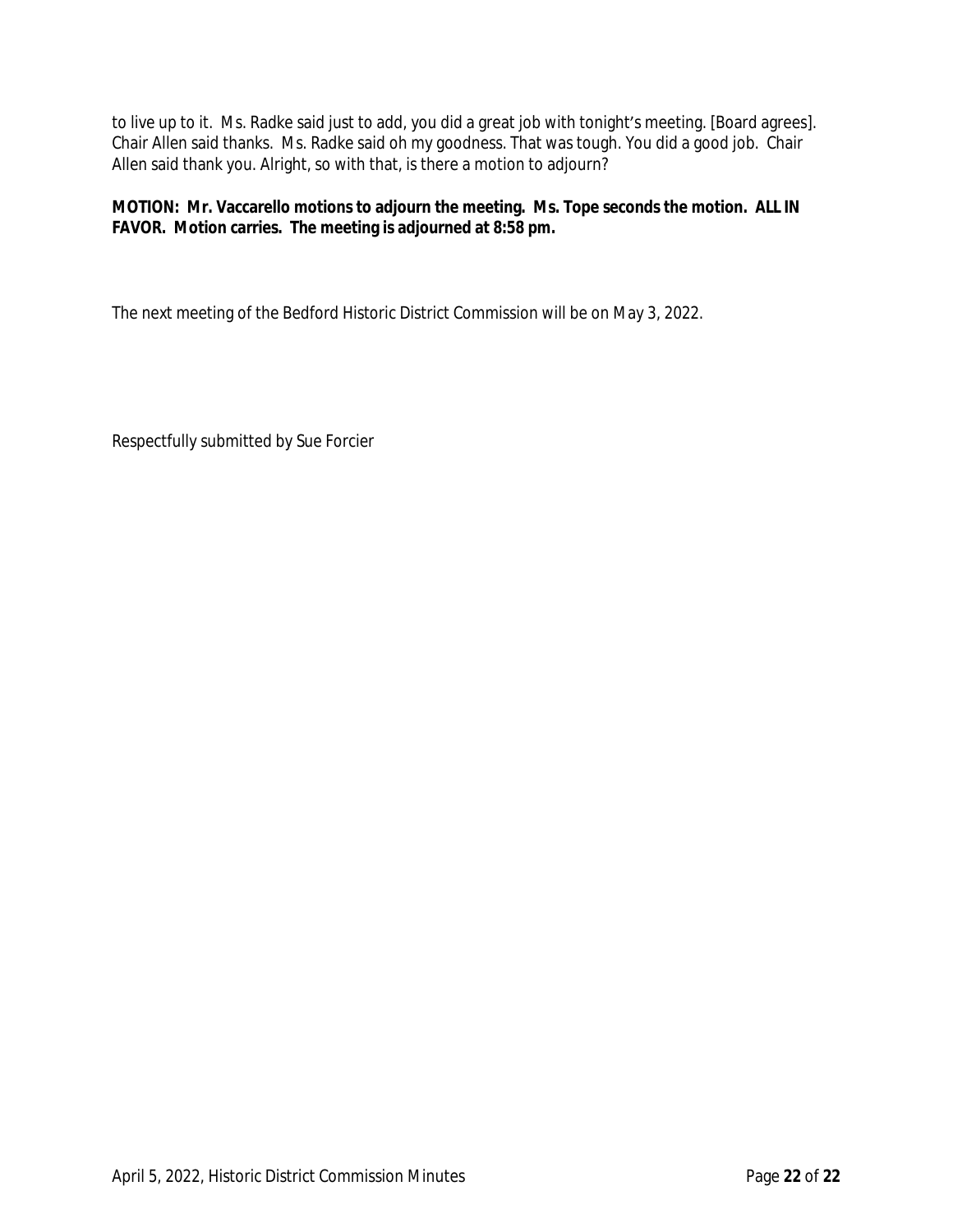to live up to it. Ms. Radke said just to add, you did a great job with tonight's meeting. [Board agrees]. Chair Allen said thanks. Ms. Radke said oh my goodness. That was tough. You did a good job. Chair Allen said thank you. Alright, so with that, is there a motion to adjourn?

**MOTION: Mr. Vaccarello motions to adjourn the meeting. Ms. Tope seconds the motion. ALL IN FAVOR. Motion carries. The meeting is adjourned at 8:58 pm.**

The next meeting of the Bedford Historic District Commission will be on May 3, 2022.

Respectfully submitted by Sue Forcier